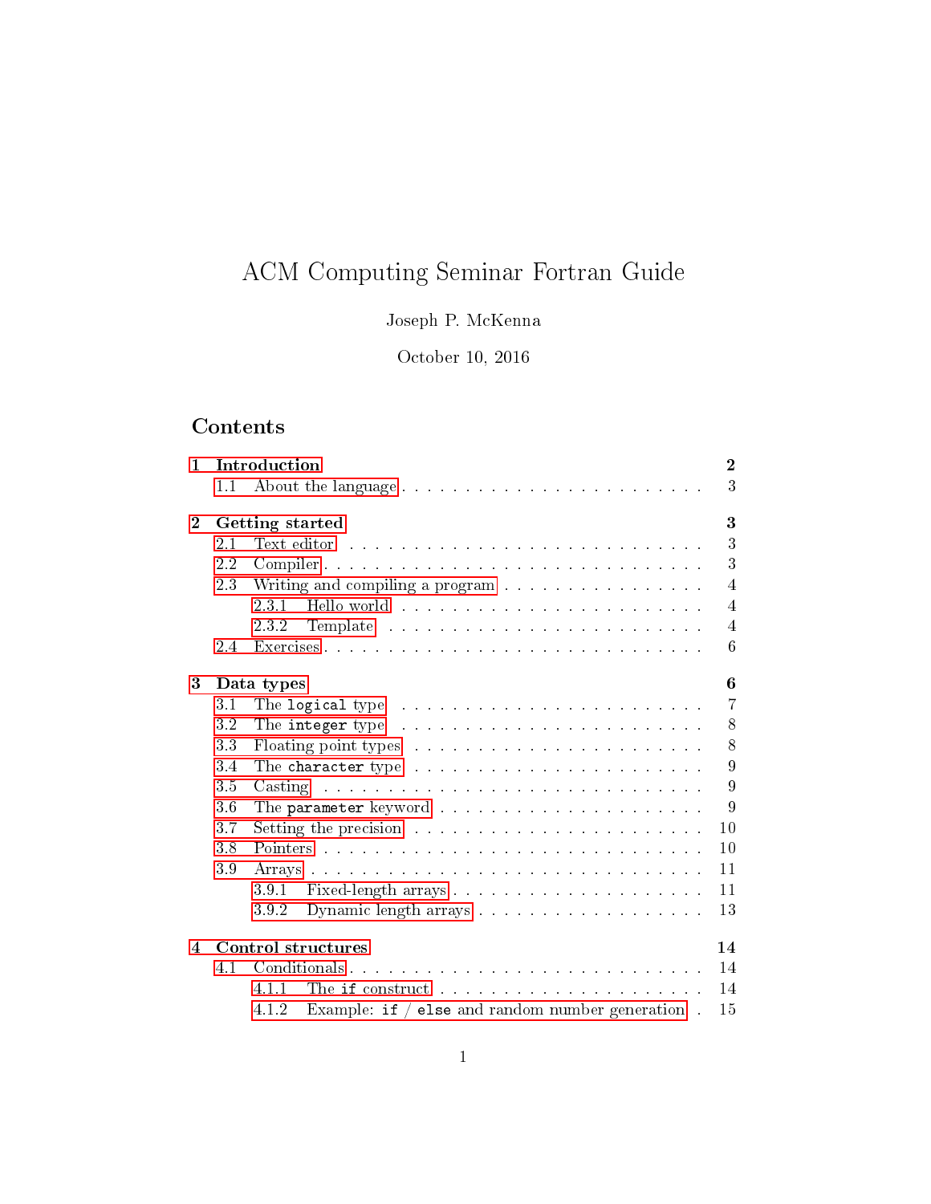# ACM Computing Seminar Fortran Guide

Joseph P. McKenna

October 10, 2016

## Contents

- **1 Introduction** — **2**
  - 1.1 About the language — 3
- **2 Getting started** — **3**
  - 2.1 Text editor — 3
  - 2.2 Compiler — 3
  - 2.3 Writing and compiling a program — 4
    - 2.3.1 Hello world — 4
    - 2.3.2 Template — 4
  - 2.4 Exercises — 6
- **3 Data types** — **6**
  - 3.1 The `logical` type — 7
  - 3.2 The `integer` type — 8
  - 3.3 Floating point types — 8
  - 3.4 The `character` type — 9
  - 3.5 Casting — 9
  - 3.6 The `parameter` keyword — 9
  - 3.7 Setting the precision — 10
  - 3.8 Pointers — 10
  - 3.9 Arrays — 11
    - 3.9.1 Fixed-length arrays — 11
    - 3.9.2 Dynamic length arrays — 13
- **4 Control structures** — **14**
  - 4.1 Conditionals — 14
    - 4.1.1 The `if` construct — 14
    - 4.1.2 Example: `if` / `else` and random number generation — 15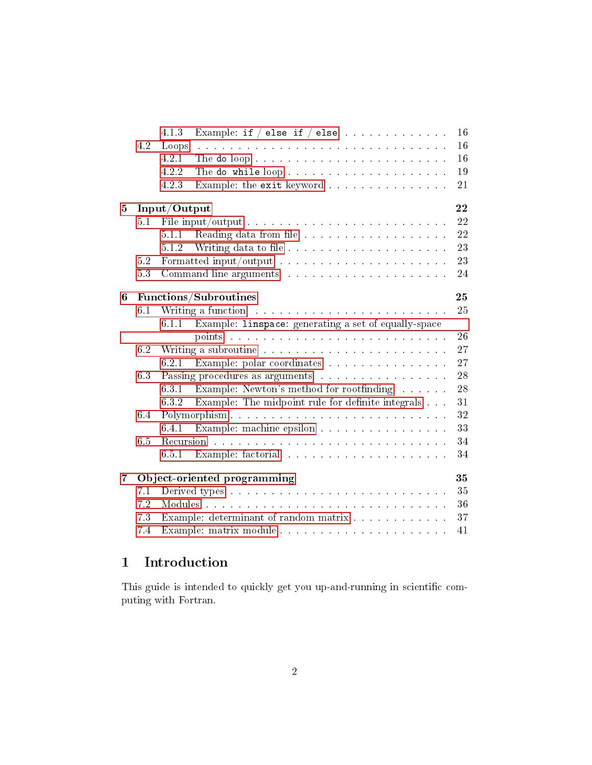- 4.1.3 Example: `if` / `else if` / `else` . . . . . . . . . . . . . . 16
- 4.2 Loops . . . . . . . . . . . . . . . . . . . . . . . . . . . . . 16
  - 4.2.1 The `do` loop . . . . . . . . . . . . . . . . . . . . . . . 16
  - 4.2.2 The `do while` loop . . . . . . . . . . . . . . . . . . . . 19
  - 4.2.3 Example: the `exit` keyword . . . . . . . . . . . . . . . 21

**5 Input/Output** **22**
- 5.1 File input/output . . . . . . . . . . . . . . . . . . . . . . . 22
  - 5.1.1 Reading data from file . . . . . . . . . . . . . . . . . . 22
  - 5.1.2 Writing data to file . . . . . . . . . . . . . . . . . . . . 23
- 5.2 Formatted input/output . . . . . . . . . . . . . . . . . . . . 23
- 5.3 Command line arguments . . . . . . . . . . . . . . . . . . . 24

**6 Functions/Subroutines** **25**
- 6.1 Writing a function . . . . . . . . . . . . . . . . . . . . . . . 25
  - 6.1.1 Example: `linspace`: generating a set of equally-space points . . . . . . . . . . . . . . . . . . . . . . . . . . . . 26
- 6.2 Writing a subroutine . . . . . . . . . . . . . . . . . . . . . . 27
  - 6.2.1 Example: polar coordinates . . . . . . . . . . . . . . . . 27
- 6.3 Passing procedures as arguments . . . . . . . . . . . . . . . 28
  - 6.3.1 Example: Newton's method for rootfinding . . . . . . . 28
  - 6.3.2 Example: The midpoint rule for definite integrals . . . 31
- 6.4 Polymorphism . . . . . . . . . . . . . . . . . . . . . . . . . . 32
  - 6.4.1 Example: machine epsilon . . . . . . . . . . . . . . . . . 33
- 6.5 Recursion . . . . . . . . . . . . . . . . . . . . . . . . . . . . 34
  - 6.5.1 Example: factorial . . . . . . . . . . . . . . . . . . . . . 34

**7 Object-oriented programming** **35**
- 7.1 Derived types . . . . . . . . . . . . . . . . . . . . . . . . . . 35
- 7.2 Modules . . . . . . . . . . . . . . . . . . . . . . . . . . . . . 36
- 7.3 Example: determinant of random matrix . . . . . . . . . . . . 37
- 7.4 Example: matrix module . . . . . . . . . . . . . . . . . . . . . 41

# 1 Introduction

This guide is intended to quickly get you up-and-running in scientific computing with Fortran.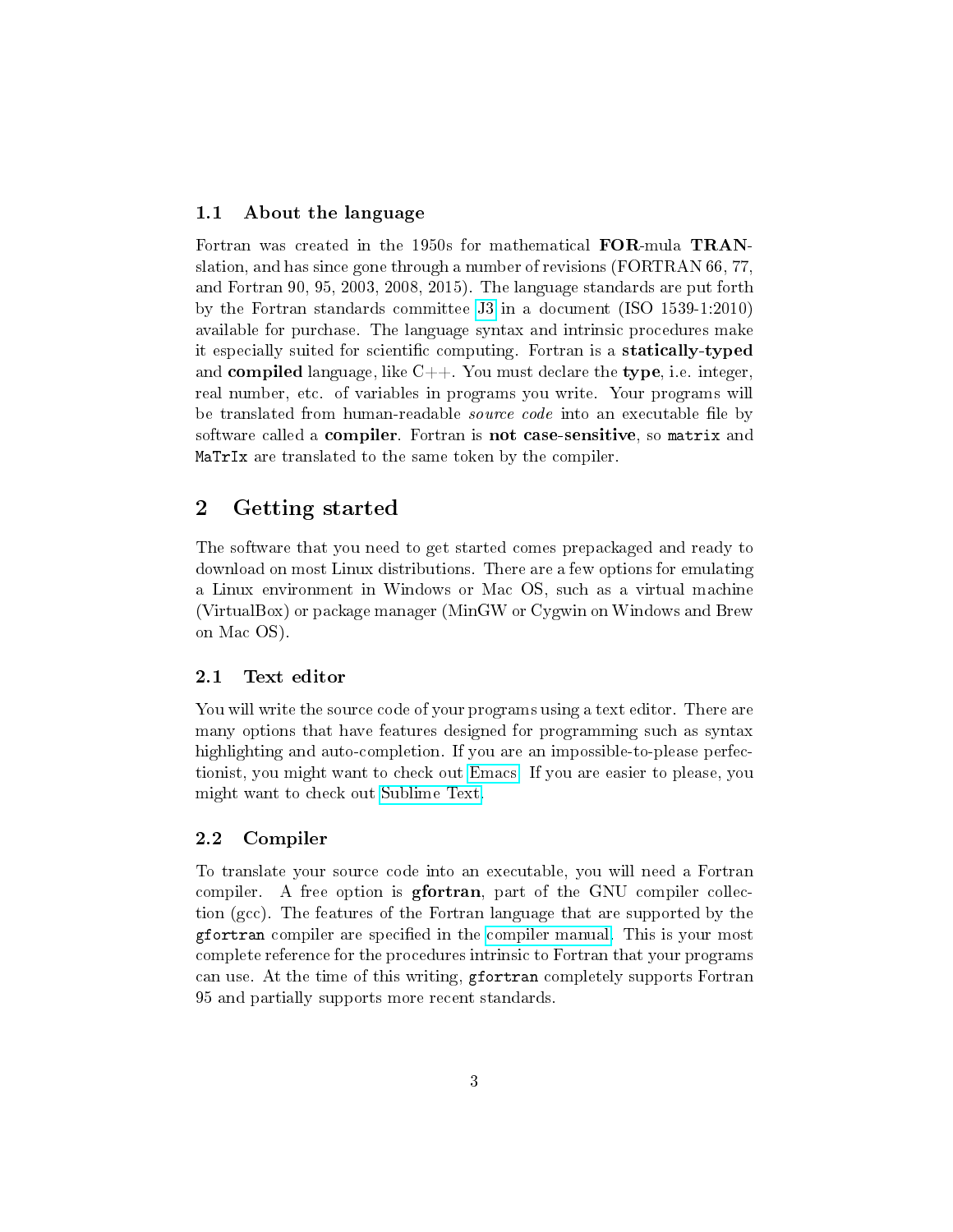### 1.1 About the language

Fortran was created in the 1950s for mathematical **FOR**-mula **TRAN**-slation, and has since gone through a number of revisions (FORTRAN 66, 77, and Fortran 90, 95, 2003, 2008, 2015). The language standards are put forth by the Fortran standards committee J3 in a document (ISO 1539-1:2010) available for purchase. The language syntax and intrinsic procedures make it especially suited for scientific computing. Fortran is a **statically-typed** and **compiled** language, like C++. You must declare the **type**, i.e. integer, real number, etc. of variables in programs you write. Your programs will be translated from human-readable *source code* into an executable file by software called a **compiler**. Fortran is **not case-sensitive**, so `matrix` and `MaTrIx` are translated to the same token by the compiler.

## 2 Getting started

The software that you need to get started comes prepackaged and ready to download on most Linux distributions. There are a few options for emulating a Linux environment in Windows or Mac OS, such as a virtual machine (VirtualBox) or package manager (MinGW or Cygwin on Windows and Brew on Mac OS).

### 2.1 Text editor

You will write the source code of your programs using a text editor. There are many options that have features designed for programming such as syntax highlighting and auto-completion. If you are an impossible-to-please perfectionist, you might want to check out Emacs. If you are easier to please, you might want to check out Sublime Text.

### 2.2 Compiler

To translate your source code into an executable, you will need a Fortran compiler. A free option is **gfortran**, part of the GNU compiler collection (gcc). The features of the Fortran language that are supported by the `gfortran` compiler are specified in the compiler manual. This is your most complete reference for the procedures intrinsic to Fortran that your programs can use. At the time of this writing, `gfortran` completely supports Fortran 95 and partially supports more recent standards.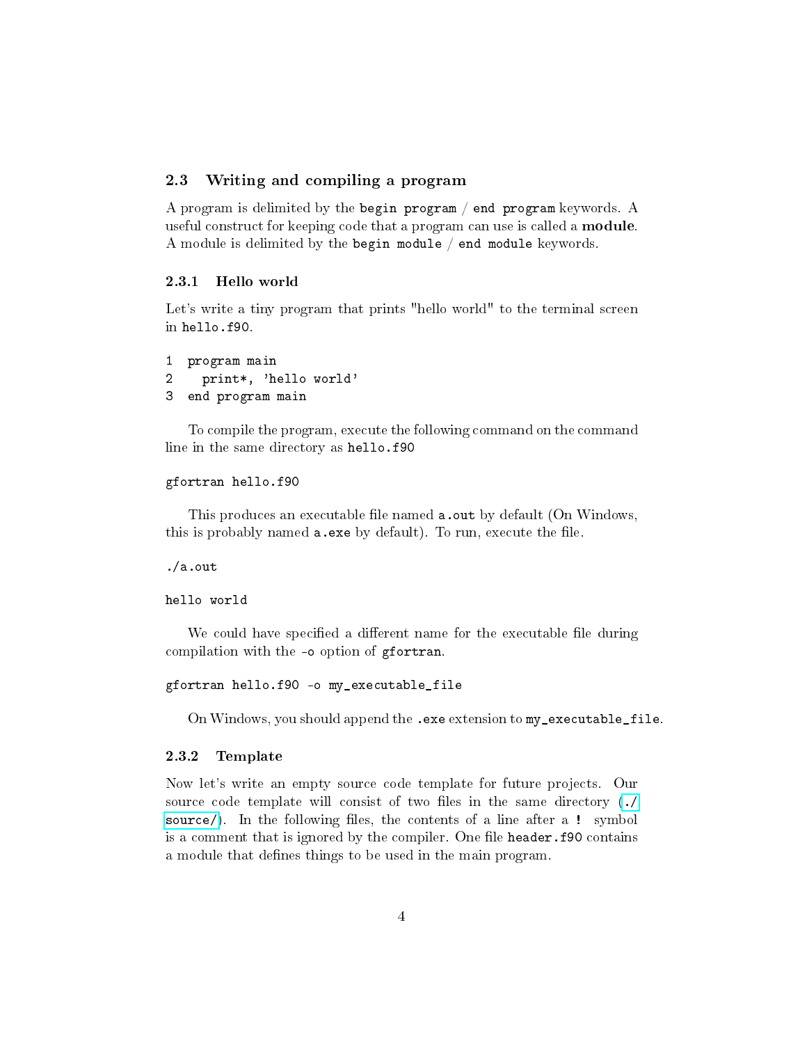### 2.3 Writing and compiling a program

A program is delimited by the `begin program` / `end program` keywords. A useful construct for keeping code that a program can use is called a **module**. A module is delimited by the `begin module` / `end module` keywords.

#### 2.3.1 Hello world

Let's write a tiny program that prints "hello world" to the terminal screen in `hello.f90`.

```
1  program main
2    print*, 'hello world'
3  end program main
```

To compile the program, execute the following command on the command line in the same directory as `hello.f90`

```
gfortran hello.f90
```

This produces an executable file named `a.out` by default (On Windows, this is probably named `a.exe` by default). To run, execute the file.

```
./a.out
```

```
hello world
```

We could have specified a different name for the executable file during compilation with the `-o` option of `gfortran`.

```
gfortran hello.f90 -o my_executable_file
```

On Windows, you should append the `.exe` extension to `my_executable_file`.

#### 2.3.2 Template

Now let's write an empty source code template for future projects. Our source code template will consist of two files in the same directory (`./source/`). In the following files, the contents of a line after a `!` symbol is a comment that is ignored by the compiler. One file `header.f90` contains a module that defines things to be used in the main program.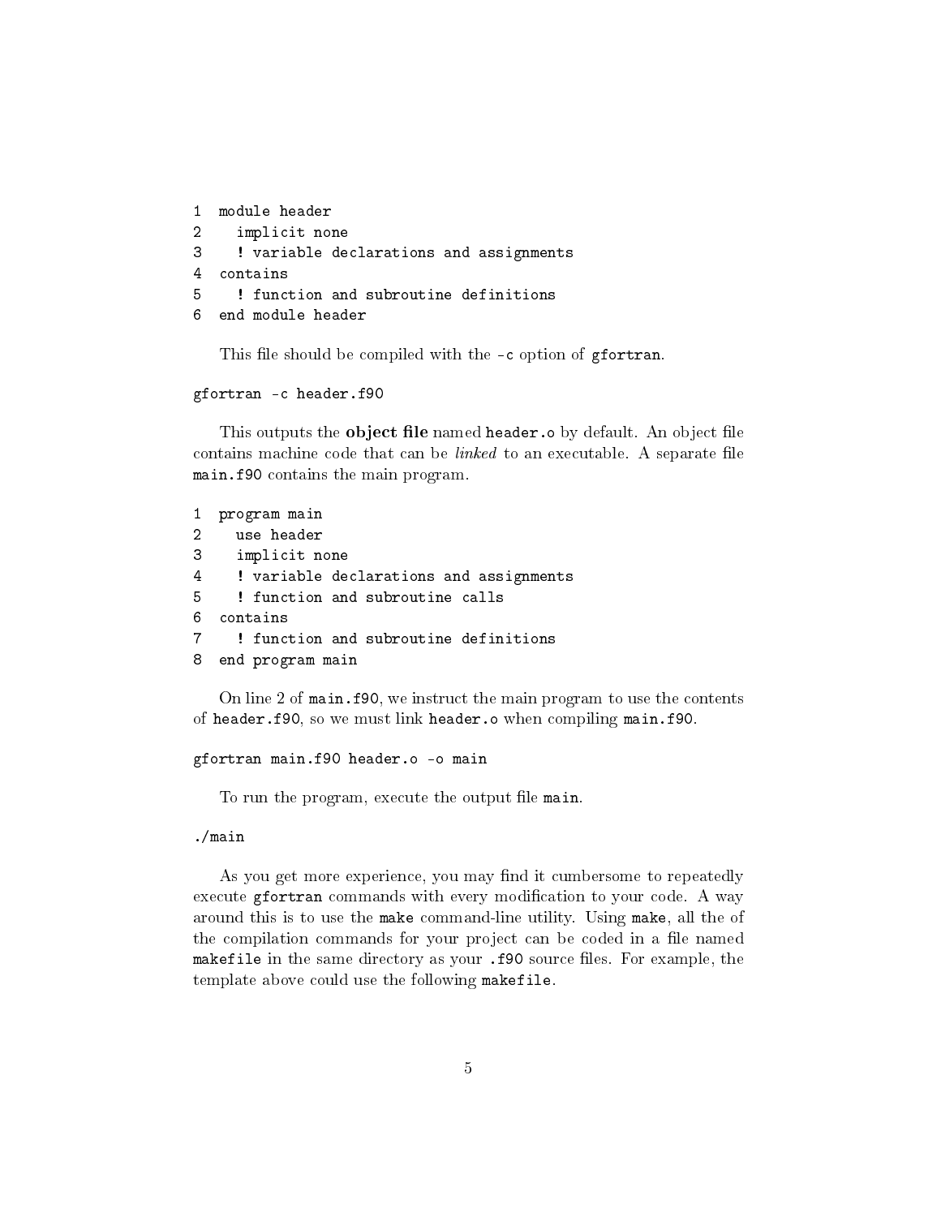```
1  module header
2    implicit none
3    ! variable declarations and assignments
4  contains
5    ! function and subroutine definitions
6  end module header
```

This file should be compiled with the `-c` option of `gfortran`.

```
gfortran -c header.f90
```

This outputs the **object file** named `header.o` by default. An object file contains machine code that can be *linked* to an executable. A separate file `main.f90` contains the main program.

```
1  program main
2    use header
3    implicit none
4    ! variable declarations and assignments
5    ! function and subroutine calls
6  contains
7    ! function and subroutine definitions
8  end program main
```

On line 2 of `main.f90`, we instruct the main program to use the contents of `header.f90`, so we must link `header.o` when compiling `main.f90`.

```
gfortran main.f90 header.o -o main
```

To run the program, execute the output file `main`.

```
./main
```

As you get more experience, you may find it cumbersome to repeatedly execute `gfortran` commands with every modification to your code. A way around this is to use the `make` command-line utility. Using `make`, all the of the compilation commands for your project can be coded in a file named `makefile` in the same directory as your `.f90` source files. For example, the template above could use the following `makefile`.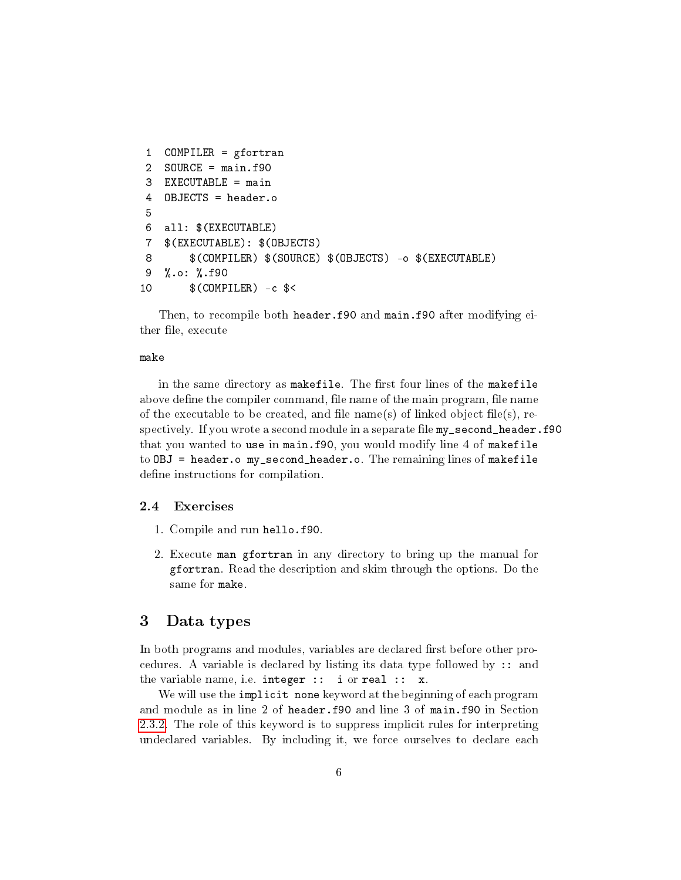```
1  COMPILER = gfortran
2  SOURCE = main.f90
3  EXECUTABLE = main
4  OBJECTS = header.o
5
6  all: $(EXECUTABLE)
7  $(EXECUTABLE): $(OBJECTS)
8      $(COMPILER) $(SOURCE) $(OBJECTS) -o $(EXECUTABLE)
9  %.o: %.f90
10     $(COMPILER) -c $<
```

Then, to recompile both `header.f90` and `main.f90` after modifying either file, execute

```
make
```

in the same directory as `makefile`. The first four lines of the `makefile` above define the compiler command, file name of the main program, file name of the executable to be created, and file name(s) of linked object file(s), respectively. If you wrote a second module in a separate file `my_second_header.f90` that you wanted to `use` in `main.f90`, you would modify line 4 of `makefile` to `OBJ = header.o my_second_header.o`. The remaining lines of `makefile` define instructions for compilation.

### 2.4 Exercises

1. Compile and run `hello.f90`.

2. Execute `man gfortran` in any directory to bring up the manual for `gfortran`. Read the description and skim through the options. Do the same for `make`.

## 3 Data types

In both programs and modules, variables are declared first before other procedures. A variable is declared by listing its data type followed by `::` and the variable name, i.e. `integer :: i` or `real :: x`.

We will use the `implicit none` keyword at the beginning of each program and module as in line 2 of `header.f90` and line 3 of `main.f90` in Section 2.3.2. The role of this keyword is to suppress implicit rules for interpreting undeclared variables. By including it, we force ourselves to declare each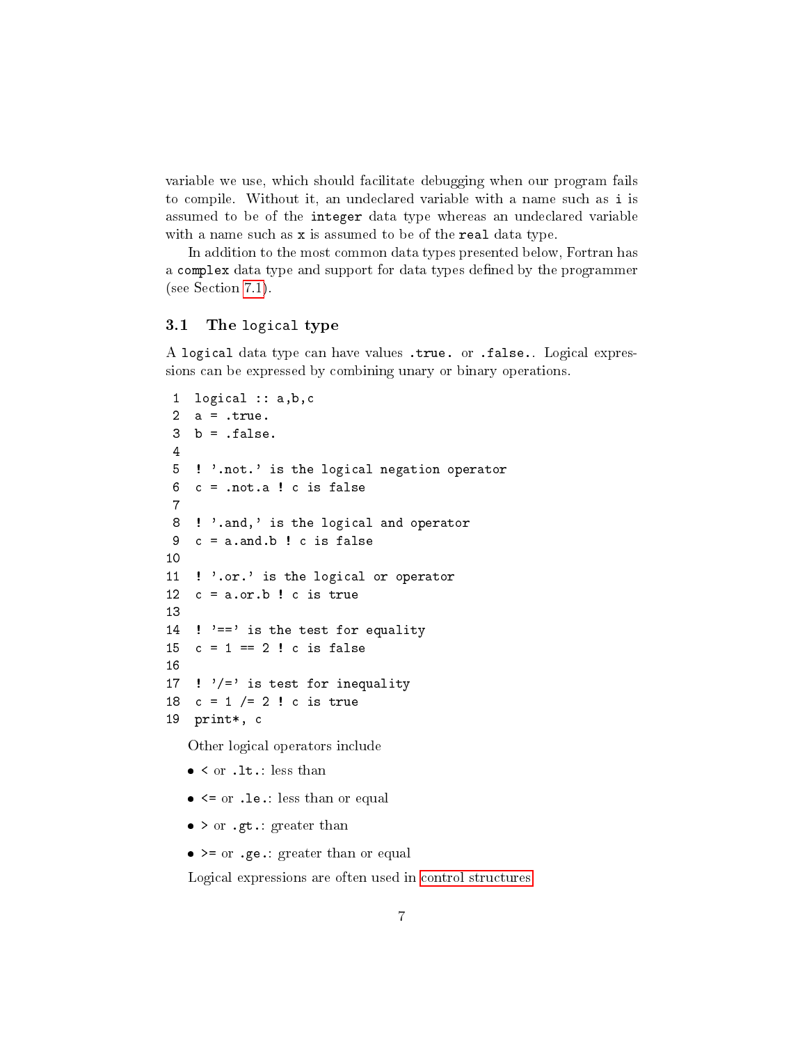variable we use, which should facilitate debugging when our program fails to compile. Without it, an undeclared variable with a name such as `i` is assumed to be of the `integer` data type whereas an undeclared variable with a name such as `x` is assumed to be of the `real` data type.

In addition to the most common data types presented below, Fortran has a `complex` data type and support for data types defined by the programmer (see Section 7.1).

### 3.1 The `logical` type

A `logical` data type can have values `.true.` or `.false.`. Logical expressions can be expressed by combining unary or binary operations.

```fortran
logical :: a,b,c
a = .true.
b = .false.

! '.not.' is the logical negation operator
c = .not.a ! c is false

! '.and,' is the logical and operator
c = a.and.b ! c is false

! '.or.' is the logical or operator
c = a.or.b ! c is true

! '==' is the test for equality
c = 1 == 2 ! c is false

! '/=' is test for inequality
c = 1 /= 2 ! c is true
print*, c
```

Other logical operators include

- `<` or `.lt.`: less than
- `<=` or `.le.`: less than or equal
- `>` or `.gt.`: greater than
- `>=` or `.ge.`: greater than or equal

Logical expressions are often used in control structures.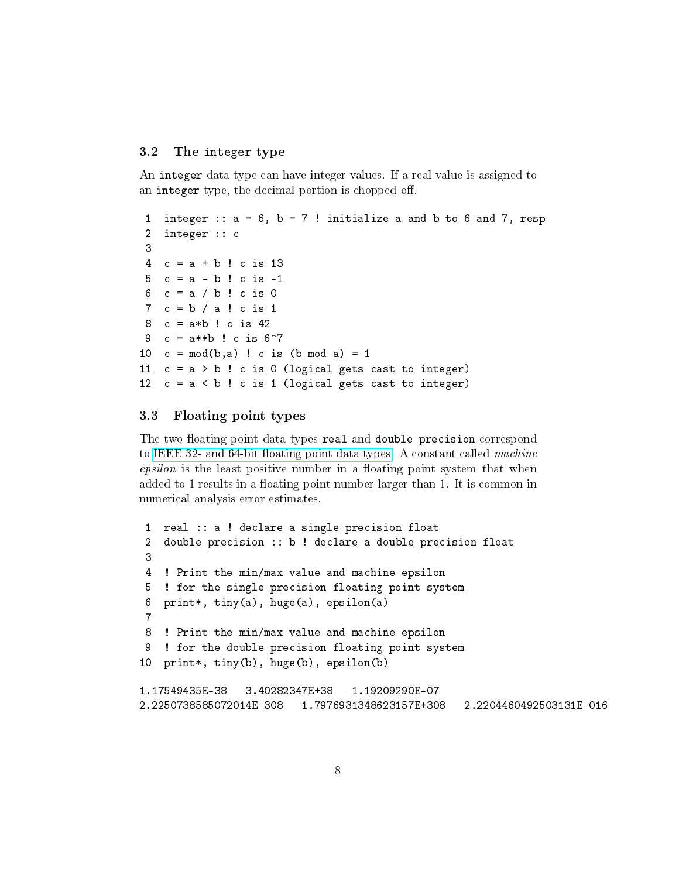### 3.2 The `integer` type

An `integer` data type can have integer values. If a real value is assigned to an `integer` type, the decimal portion is chopped off.

```
 1  integer :: a = 6, b = 7 ! initialize a and b to 6 and 7, resp
 2  integer :: c
 3
 4  c = a + b ! c is 13
 5  c = a - b ! c is -1
 6  c = a / b ! c is 0
 7  c = b / a ! c is 1
 8  c = a*b ! c is 42
 9  c = a**b ! c is 6^7
10  c = mod(b,a) ! c is (b mod a) = 1
11  c = a > b ! c is 0 (logical gets cast to integer)
12  c = a < b ! c is 1 (logical gets cast to integer)
```

### 3.3 Floating point types

The two floating point data types `real` and `double precision` correspond to IEEE 32- and 64-bit floating point data types. A constant called *machine epsilon* is the least positive number in a floating point system that when added to 1 results in a floating point number larger than 1. It is common in numerical analysis error estimates.

```
 1  real :: a ! declare a single precision float
 2  double precision :: b ! declare a double precision float
 3
 4  ! Print the min/max value and machine epsilon
 5  ! for the single precision floating point system
 6  print*, tiny(a), huge(a), epsilon(a)
 7
 8  ! Print the min/max value and machine epsilon
 9  ! for the double precision floating point system
10  print*, tiny(b), huge(b), epsilon(b)
```

```
1.17549435E-38   3.40282347E+38   1.19209290E-07
2.2250738585072014E-308   1.7976931348623157E+308   2.2204460492503131E-016
```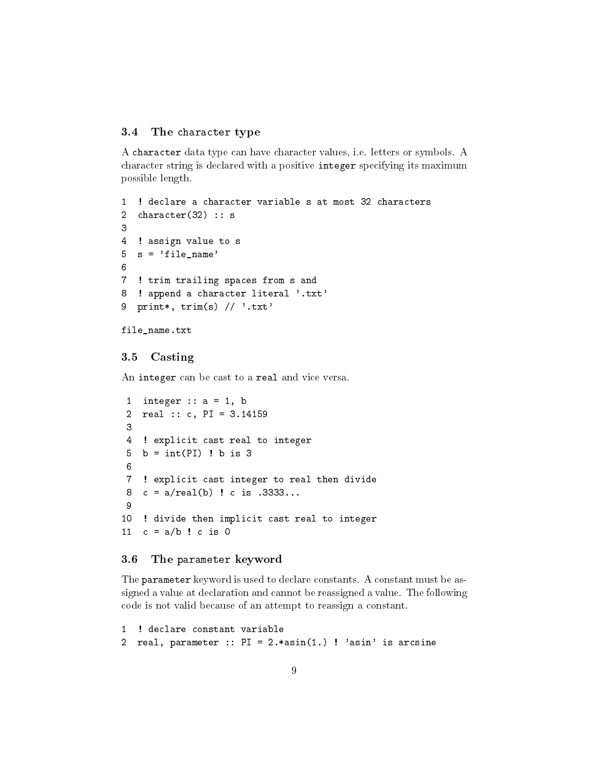### 3.4 The character type

A `character` data type can have character values, i.e. letters or symbols. A character string is declared with a positive `integer` specifying its maximum possible length.

```
1  ! declare a character variable s at most 32 characters
2  character(32) :: s
3
4  ! assign value to s
5  s = 'file_name'
6
7  ! trim trailing spaces from s and
8  ! append a character literal '.txt'
9  print*, trim(s) // '.txt'
```

```
file_name.txt
```

### 3.5 Casting

An `integer` can be cast to a `real` and vice versa.

```
 1  integer :: a = 1, b
 2  real :: c, PI = 3.14159
 3
 4  ! explicit cast real to integer
 5  b = int(PI) ! b is 3
 6
 7  ! explicit cast integer to real then divide
 8  c = a/real(b) ! c is .3333...
 9
10  ! divide then implicit cast real to integer
11  c = a/b ! c is 0
```

### 3.6 The parameter keyword

The `parameter` keyword is used to declare constants. A constant must be assigned a value at declaration and cannot be reassigned a value. The following code is not valid because of an attempt to reassign a constant.

```
1  ! declare constant variable
2  real, parameter :: PI = 2.*asin(1.) ! 'asin' is arcsine
```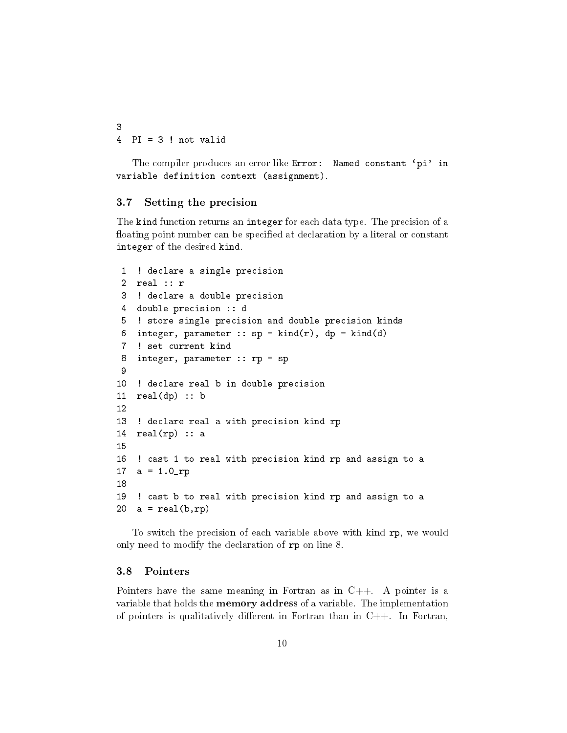```
3
4  PI = 3 ! not valid
```

The compiler produces an error like `Error: Named constant 'pi' in variable definition context (assignment)`.

### 3.7 Setting the precision

The `kind` function returns an `integer` for each data type. The precision of a floating point number can be specified at declaration by a literal or constant `integer` of the desired `kind`.

```
 1  ! declare a single precision
 2  real :: r
 3  ! declare a double precision
 4  double precision :: d
 5  ! store single precision and double precision kinds
 6  integer, parameter :: sp = kind(r), dp = kind(d)
 7  ! set current kind
 8  integer, parameter :: rp = sp
 9
10  ! declare real b in double precision
11  real(dp) :: b
12
13  ! declare real a with precision kind rp
14  real(rp) :: a
15
16  ! cast 1 to real with precision kind rp and assign to a
17  a = 1.0_rp
18
19  ! cast b to real with precision kind rp and assign to a
20  a = real(b,rp)
```

To switch the precision of each variable above with kind `rp`, we would only need to modify the declaration of `rp` on line 8.

### 3.8 Pointers

Pointers have the same meaning in Fortran as in C++. A pointer is a variable that holds the **memory address** of a variable. The implementation of pointers is qualitatively different in Fortran than in C++. In Fortran,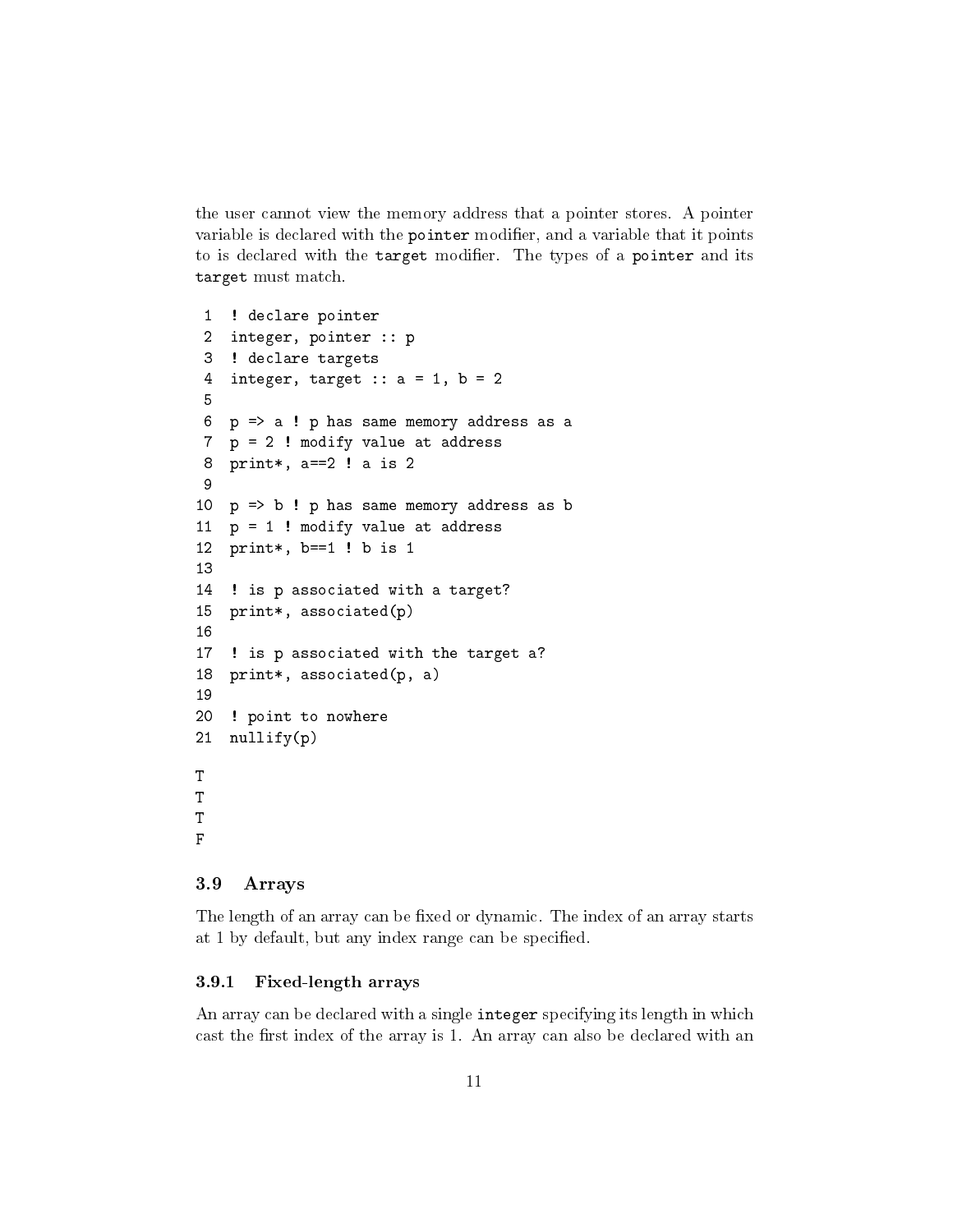the user cannot view the memory address that a pointer stores. A pointer variable is declared with the `pointer` modifier, and a variable that it points to is declared with the `target` modifier. The types of a `pointer` and its `target` must match.

```
 1  ! declare pointer
 2  integer, pointer :: p
 3  ! declare targets
 4  integer, target :: a = 1, b = 2
 5
 6  p => a ! p has same memory address as a
 7  p = 2 ! modify value at address
 8  print*, a==2 ! a is 2
 9
10  p => b ! p has same memory address as b
11  p = 1 ! modify value at address
12  print*, b==1 ! b is 1
13
14  ! is p associated with a target?
15  print*, associated(p)
16
17  ! is p associated with the target a?
18  print*, associated(p, a)
19
20  ! point to nowhere
21  nullify(p)
```

```
T
T
T
F
```

### 3.9 Arrays

The length of an array can be fixed or dynamic. The index of an array starts at 1 by default, but any index range can be specified.

#### 3.9.1 Fixed-length arrays

An array can be declared with a single `integer` specifying its length in which cast the first index of the array is 1. An array can also be declared with an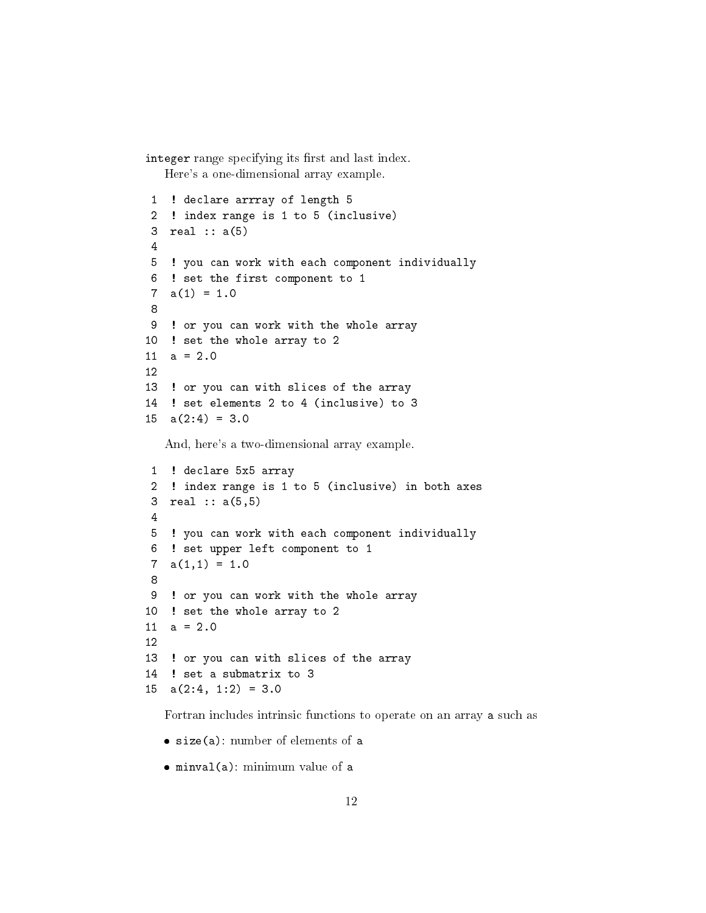`integer` range specifying its first and last index.

Here's a one-dimensional array example.

```
! declare arrray of length 5
! index range is 1 to 5 (inclusive)
real :: a(5)

! you can work with each component individually
! set the first component to 1
a(1) = 1.0

! or you can work with the whole array
! set the whole array to 2
a = 2.0

! or you can with slices of the array
! set elements 2 to 4 (inclusive) to 3
a(2:4) = 3.0
```

And, here's a two-dimensional array example.

```
! declare 5x5 array
! index range is 1 to 5 (inclusive) in both axes
real :: a(5,5)

! you can work with each component individually
! set upper left component to 1
a(1,1) = 1.0

! or you can work with the whole array
! set the whole array to 2
a = 2.0

! or you can with slices of the array
! set a submatrix to 3
a(2:4, 1:2) = 3.0
```

Fortran includes intrinsic functions to operate on an array `a` such as

- `size(a)`: number of elements of `a`
- `minval(a)`: minimum value of `a`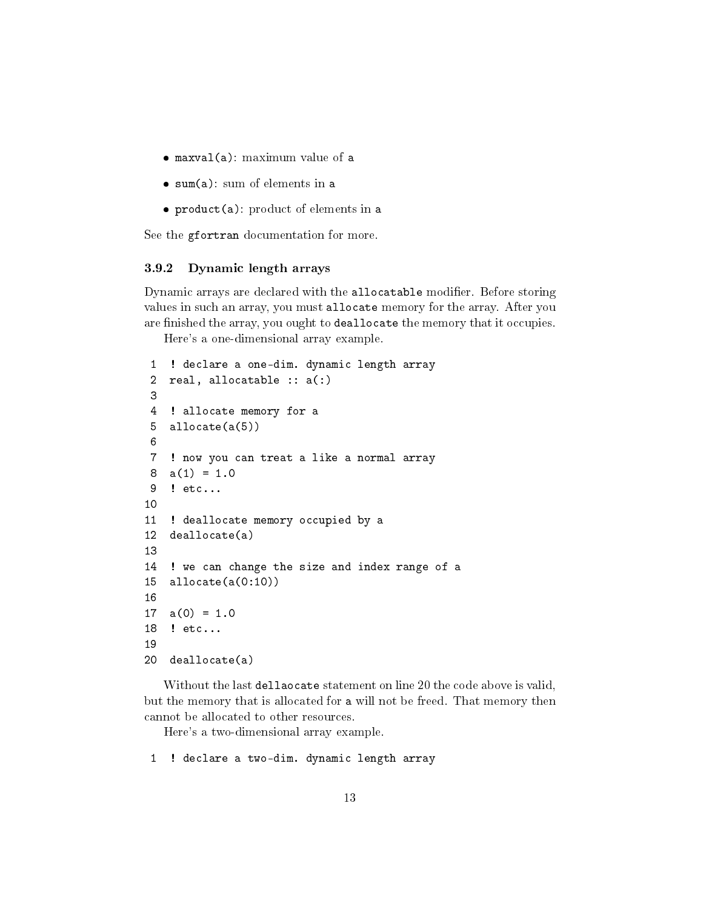- `maxval(a)`: maximum value of `a`
- `sum(a)`: sum of elements in `a`
- `product(a)`: product of elements in `a`

See the `gfortran` documentation for more.

### 3.9.2 Dynamic length arrays

Dynamic arrays are declared with the `allocatable` modifier. Before storing values in such an array, you must `allocate` memory for the array. After you are finished the array, you ought to `deallocate` the memory that it occupies.

Here's a one-dimensional array example.

```
1  ! declare a one-dim. dynamic length array
2  real, allocatable :: a(:)
3
4  ! allocate memory for a
5  allocate(a(5))
6
7  ! now you can treat a like a normal array
8  a(1) = 1.0
9  ! etc...
10
11 ! deallocate memory occupied by a
12 deallocate(a)
13
14 ! we can change the size and index range of a
15 allocate(a(0:10))
16
17 a(0) = 1.0
18 ! etc...
19
20 deallocate(a)
```

Without the last `dellaocate` statement on line 20 the code above is valid, but the memory that is allocated for `a` will not be freed. That memory then cannot be allocated to other resources.

Here's a two-dimensional array example.

```
1  ! declare a two-dim. dynamic length array
```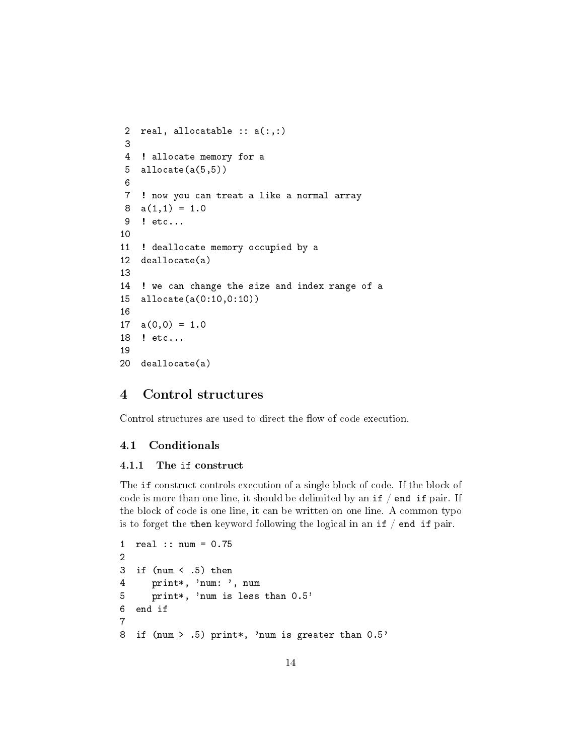```
2  real, allocatable :: a(:,:)
3
4  ! allocate memory for a
5  allocate(a(5,5))
6
7  ! now you can treat a like a normal array
8  a(1,1) = 1.0
9  ! etc...
10
11 ! deallocate memory occupied by a
12 deallocate(a)
13
14 ! we can change the size and index range of a
15 allocate(a(0:10,0:10))
16
17 a(0,0) = 1.0
18 ! etc...
19
20 deallocate(a)
```

# 4 Control structures

Control structures are used to direct the flow of code execution.

## 4.1 Conditionals

### 4.1.1 The `if` construct

The `if` construct controls execution of a single block of code. If the block of code is more than one line, it should be delimited by an `if` / `end if` pair. If the block of code is one line, it can be written on one line. A common typo is to forget the `then` keyword following the logical in an `if` / `end if` pair.

```
1  real :: num = 0.75
2
3  if (num < .5) then
4     print*, 'num: ', num
5     print*, 'num is less than 0.5'
6  end if
7
8  if (num > .5) print*, 'num is greater than 0.5'
```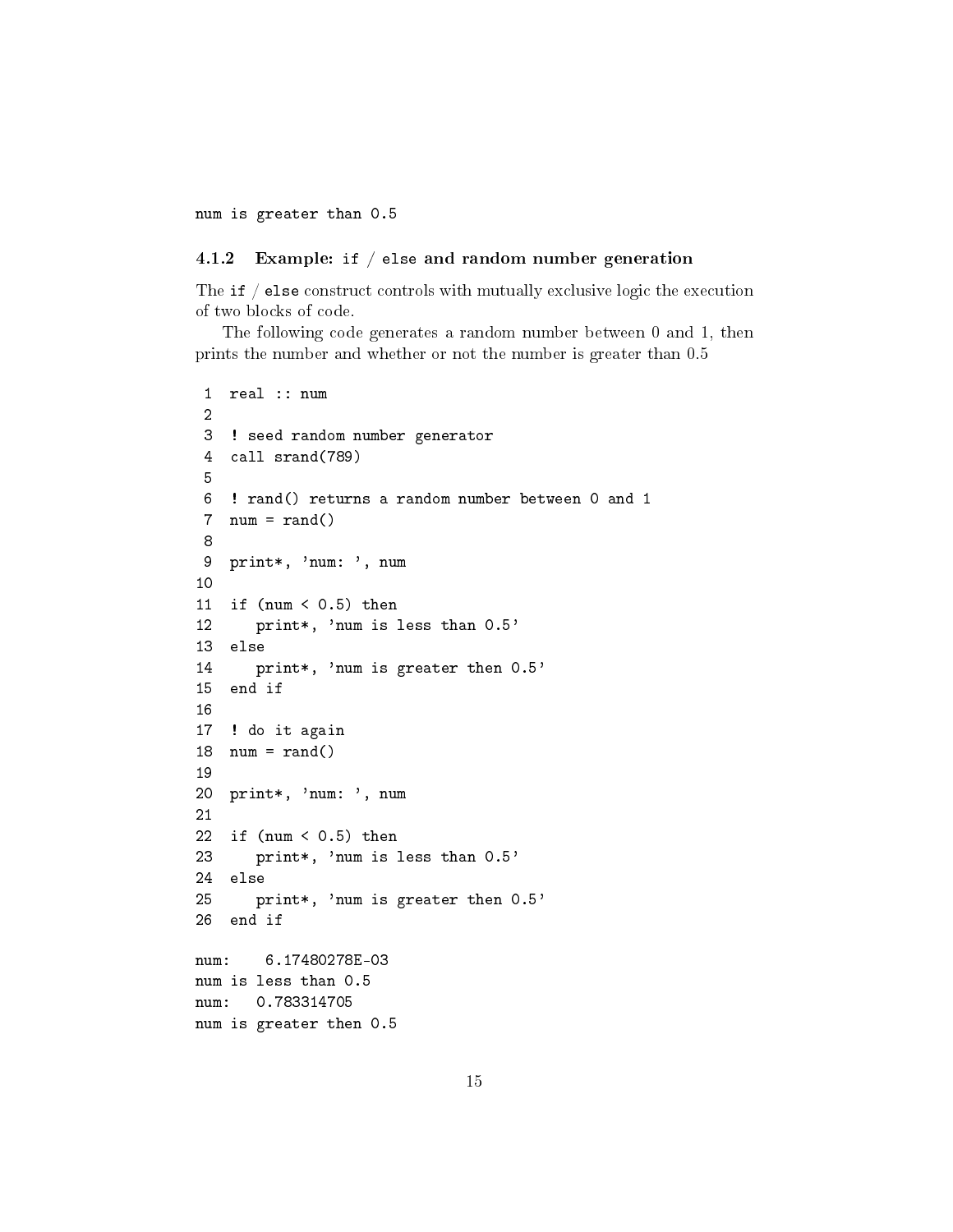```
num is greater than 0.5
```

### 4.1.2 Example: if / else and random number generation

The `if` / `else` construct controls with mutually exclusive logic the execution of two blocks of code.

The following code generates a random number between 0 and 1, then prints the number and whether or not the number is greater than 0.5

```
 1  real :: num
 2
 3  ! seed random number generator
 4  call srand(789)
 5
 6  ! rand() returns a random number between 0 and 1
 7  num = rand()
 8
 9  print*, 'num: ', num
10
11  if (num < 0.5) then
12     print*, 'num is less than 0.5'
13  else
14     print*, 'num is greater then 0.5'
15  end if
16
17  ! do it again
18  num = rand()
19
20  print*, 'num: ', num
21
22  if (num < 0.5) then
23     print*, 'num is less than 0.5'
24  else
25     print*, 'num is greater then 0.5'
26  end if
```

```
num:    6.17480278E-03
num is less than 0.5
num:   0.783314705
num is greater then 0.5
```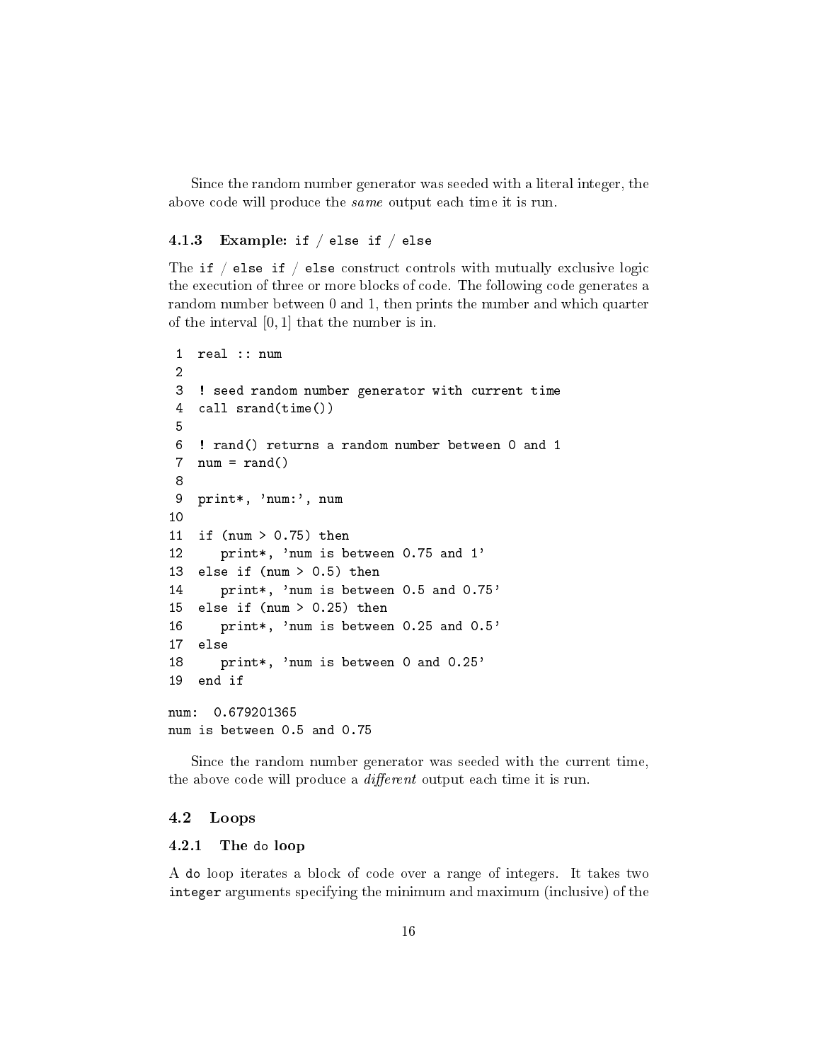Since the random number generator was seeded with a literal integer, the above code will produce the *same* output each time it is run.

### 4.1.3 Example: `if` / `else if` / `else`

The `if` / `else if` / `else` construct controls with mutually exclusive logic the execution of three or more blocks of code. The following code generates a random number between 0 and 1, then prints the number and which quarter of the interval $[0, 1]$ that the number is in.

```
 1  real :: num
 2
 3  ! seed random number generator with current time
 4  call srand(time())
 5
 6  ! rand() returns a random number between 0 and 1
 7  num = rand()
 8
 9  print*, 'num:', num
10
11  if (num > 0.75) then
12     print*, 'num is between 0.75 and 1'
13  else if (num > 0.5) then
14     print*, 'num is between 0.5 and 0.75'
15  else if (num > 0.25) then
16     print*, 'num is between 0.25 and 0.5'
17  else
18     print*, 'num is between 0 and 0.25'
19  end if
```

```
num:  0.679201365
num is between 0.5 and 0.75
```

Since the random number generator was seeded with the current time, the above code will produce a *different* output each time it is run.

## 4.2 Loops

### 4.2.1 The `do` loop

A `do` loop iterates a block of code over a range of integers. It takes two `integer` arguments specifying the minimum and maximum (inclusive) of the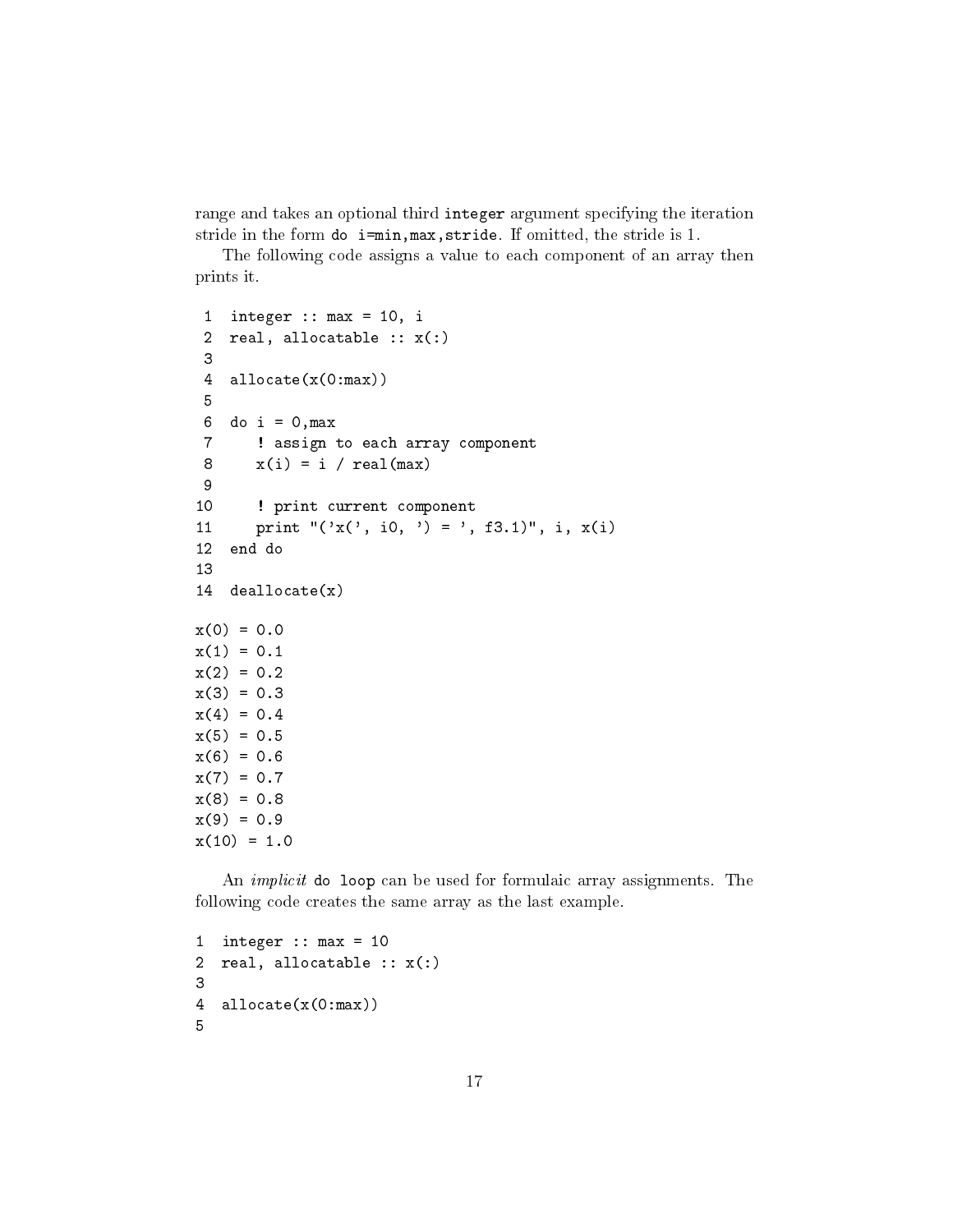range and takes an optional third `integer` argument specifying the iteration stride in the form `do i=min,max,stride`. If omitted, the stride is 1.

The following code assigns a value to each component of an array then prints it.

```
 1  integer :: max = 10, i
 2  real, allocatable :: x(:)
 3
 4  allocate(x(0:max))
 5
 6  do i = 0,max
 7     ! assign to each array component
 8     x(i) = i / real(max)
 9
10     ! print current component
11     print "('x(', i0, ') = ', f3.1)", i, x(i)
12  end do
13
14  deallocate(x)
```

```
x(0) = 0.0
x(1) = 0.1
x(2) = 0.2
x(3) = 0.3
x(4) = 0.4
x(5) = 0.5
x(6) = 0.6
x(7) = 0.7
x(8) = 0.8
x(9) = 0.9
x(10) = 1.0
```

An *implicit* `do loop` can be used for formulaic array assignments. The following code creates the same array as the last example.

```
1  integer :: max = 10
2  real, allocatable :: x(:)
3
4  allocate(x(0:max))
5
```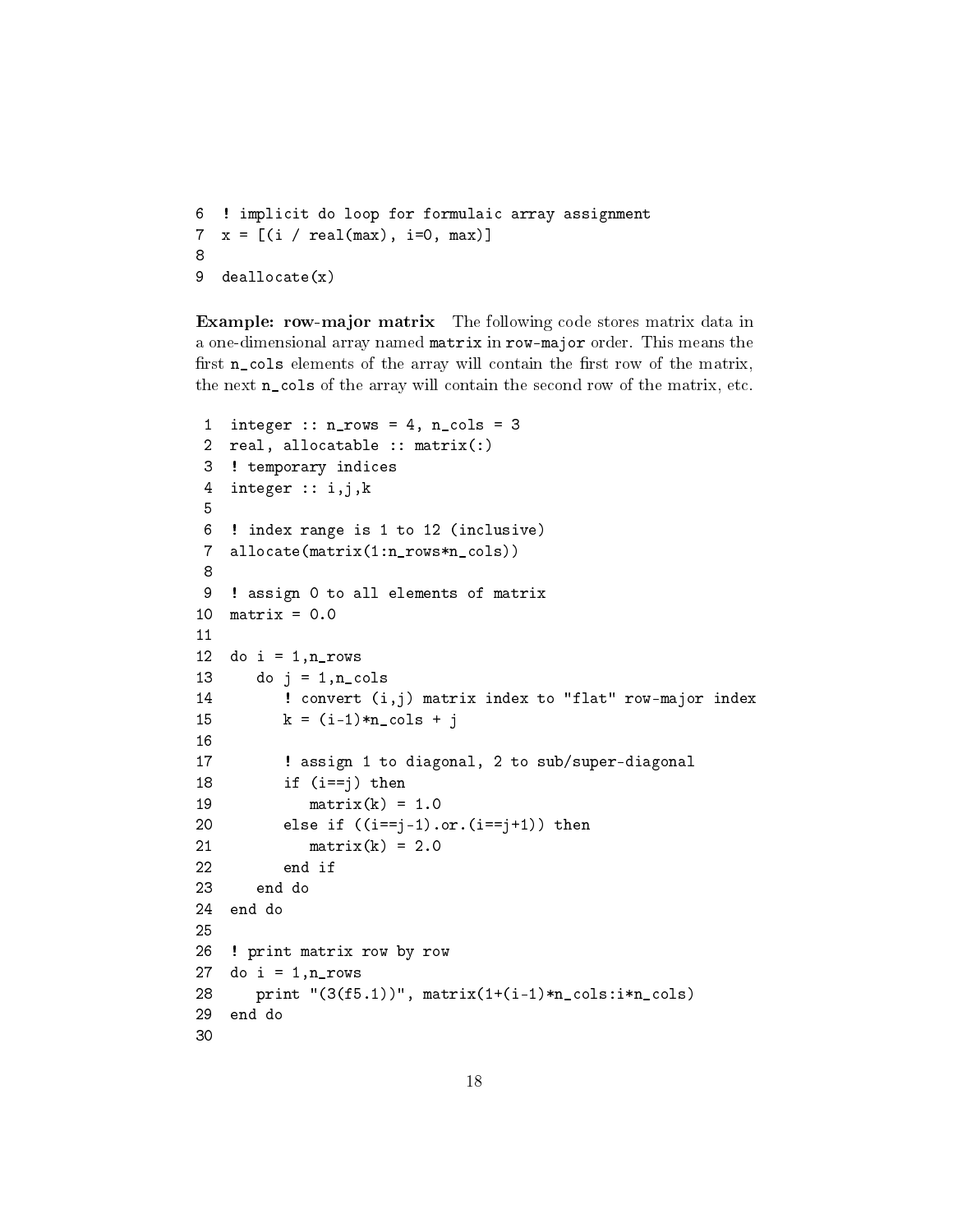```
6  ! implicit do loop for formulaic array assignment
7  x = [(i / real(max), i=0, max)]
8
9  deallocate(x)
```

**Example: row-major matrix** The following code stores matrix data in a one-dimensional array named `matrix` in `row-major` order. This means the first `n_cols` elements of the array will contain the first row of the matrix, the next `n_cols` of the array will contain the second row of the matrix, etc.

```
 1  integer :: n_rows = 4, n_cols = 3
 2  real, allocatable :: matrix(:)
 3  ! temporary indices
 4  integer :: i,j,k
 5
 6  ! index range is 1 to 12 (inclusive)
 7  allocate(matrix(1:n_rows*n_cols))
 8
 9  ! assign 0 to all elements of matrix
10  matrix = 0.0
11
12  do i = 1,n_rows
13     do j = 1,n_cols
14        ! convert (i,j) matrix index to "flat" row-major index
15        k = (i-1)*n_cols + j
16
17        ! assign 1 to diagonal, 2 to sub/super-diagonal
18        if (i==j) then
19           matrix(k) = 1.0
20        else if ((i==j-1).or.(i==j+1)) then
21           matrix(k) = 2.0
22        end if
23     end do
24  end do
25
26  ! print matrix row by row
27  do i = 1,n_rows
28     print "(3(f5.1))", matrix(1+(i-1)*n_cols:i*n_cols)
29  end do
30
```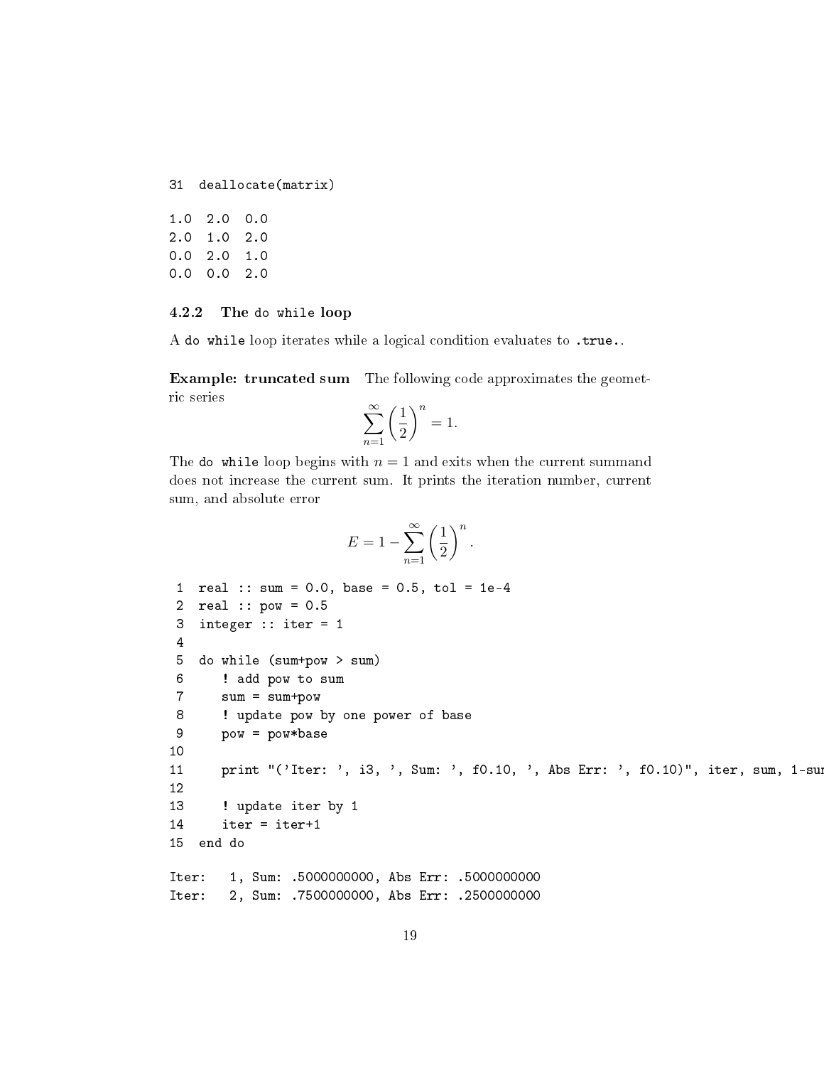```
31  deallocate(matrix)
```

```
1.0  2.0  0.0
2.0  1.0  2.0
0.0  2.0  1.0
0.0  0.0  2.0
```

### 4.2.2 The `do while` loop

A `do while` loop iterates while a logical condition evaluates to `.true.`.

**Example: truncated sum** The following code approximates the geometric series

$$\sum_{n=1}^{\infty} \left(\frac{1}{2}\right)^n = 1.$$

The `do while` loop begins with $n = 1$ and exits when the current summand does not increase the current sum. It prints the iteration number, current sum, and absolute error

$$E = 1 - \sum_{n=1}^{\infty} \left(\frac{1}{2}\right)^n.$$

```
 1  real :: sum = 0.0, base = 0.5, tol = 1e-4
 2  real :: pow = 0.5
 3  integer :: iter = 1
 4
 5  do while (sum+pow > sum)
 6     ! add pow to sum
 7     sum = sum+pow
 8     ! update pow by one power of base
 9     pow = pow*base
10
11     print "('Iter: ', i3, ', Sum: ', f0.10, ', Abs Err: ', f0.10)", iter, sum, 1-sum
12
13     ! update iter by 1
14     iter = iter+1
15  end do
```

```
Iter:   1, Sum: .5000000000, Abs Err: .5000000000
Iter:   2, Sum: .7500000000, Abs Err: .2500000000
```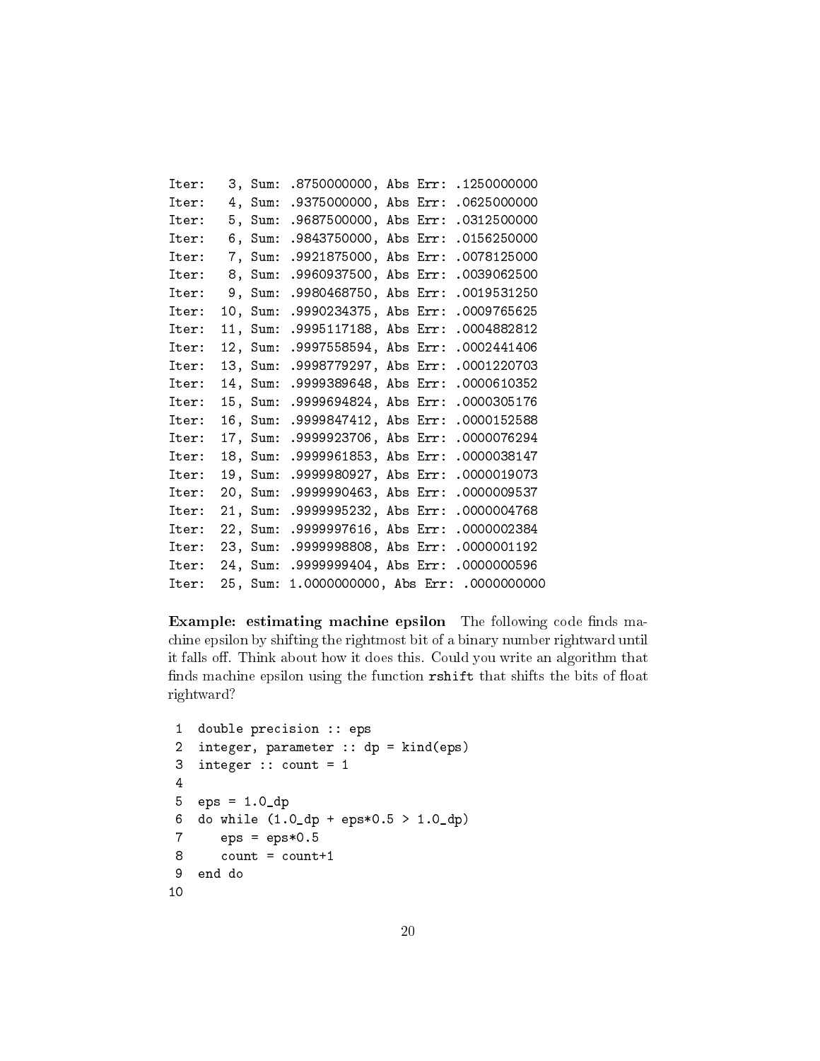```
Iter:   3, Sum: .8750000000, Abs Err: .1250000000
Iter:   4, Sum: .9375000000, Abs Err: .0625000000
Iter:   5, Sum: .9687500000, Abs Err: .0312500000
Iter:   6, Sum: .9843750000, Abs Err: .0156250000
Iter:   7, Sum: .9921875000, Abs Err: .0078125000
Iter:   8, Sum: .9960937500, Abs Err: .0039062500
Iter:   9, Sum: .9980468750, Abs Err: .0019531250
Iter:  10, Sum: .9990234375, Abs Err: .0009765625
Iter:  11, Sum: .9995117188, Abs Err: .0004882812
Iter:  12, Sum: .9997558594, Abs Err: .0002441406
Iter:  13, Sum: .9998779297, Abs Err: .0001220703
Iter:  14, Sum: .9999389648, Abs Err: .0000610352
Iter:  15, Sum: .9999694824, Abs Err: .0000305176
Iter:  16, Sum: .9999847412, Abs Err: .0000152588
Iter:  17, Sum: .9999923706, Abs Err: .0000076294
Iter:  18, Sum: .9999961853, Abs Err: .0000038147
Iter:  19, Sum: .9999980927, Abs Err: .0000019073
Iter:  20, Sum: .9999990463, Abs Err: .0000009537
Iter:  21, Sum: .9999995232, Abs Err: .0000004768
Iter:  22, Sum: .9999997616, Abs Err: .0000002384
Iter:  23, Sum: .9999998808, Abs Err: .0000001192
Iter:  24, Sum: .9999999404, Abs Err: .0000000596
Iter:  25, Sum: 1.0000000000, Abs Err: .0000000000
```

**Example: estimating machine epsilon** The following code finds machine epsilon by shifting the rightmost bit of a binary number rightward until it falls off. Think about how it does this. Could you write an algorithm that finds machine epsilon using the function `rshift` that shifts the bits of float rightward?

```
 1  double precision :: eps
 2  integer, parameter :: dp = kind(eps)
 3  integer :: count = 1
 4
 5  eps = 1.0_dp
 6  do while (1.0_dp + eps*0.5 > 1.0_dp)
 7     eps = eps*0.5
 8     count = count+1
 9  end do
10
```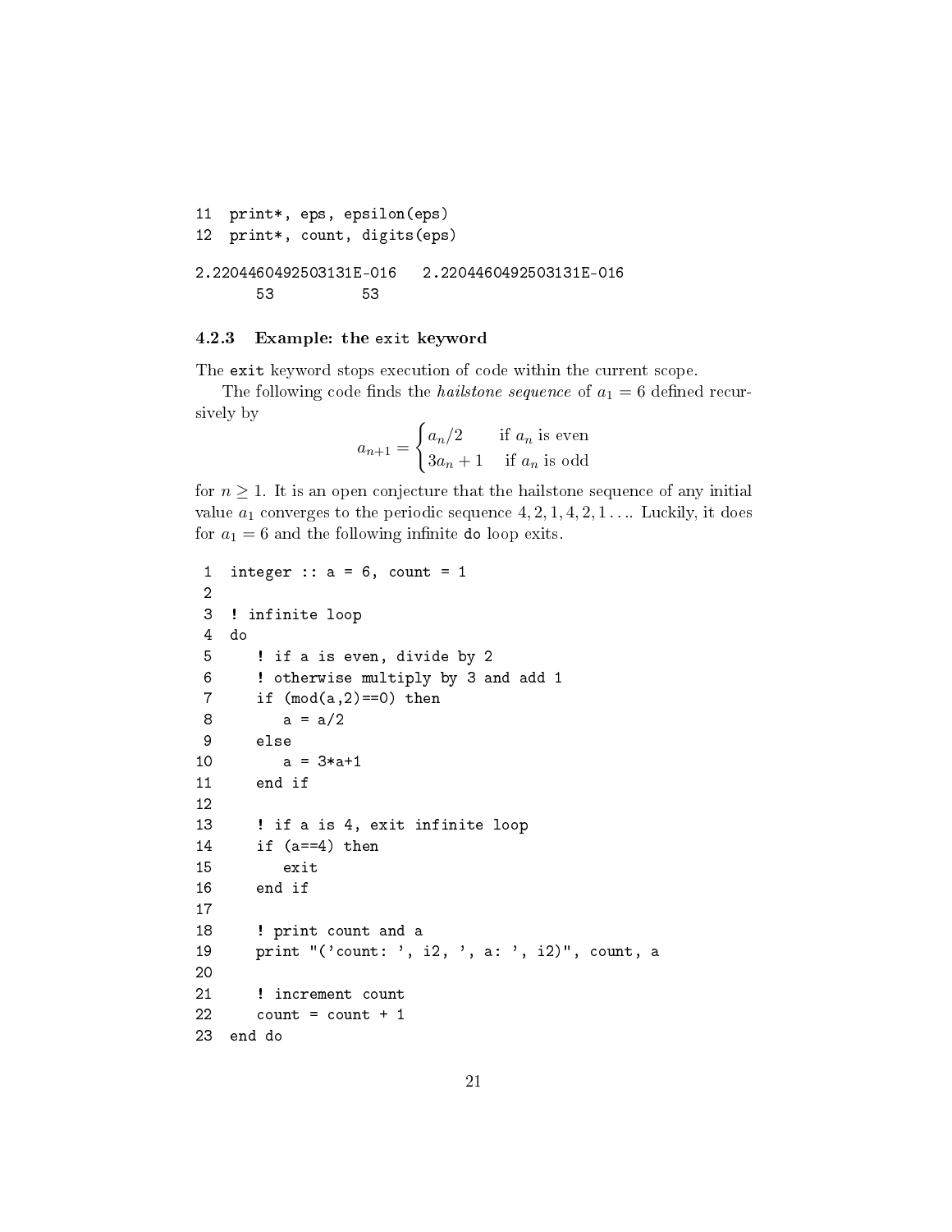```
11  print*, eps, epsilon(eps)
12  print*, count, digits(eps)
```

```
2.2204460492503131E-016   2.2204460492503131E-016
       53          53
```

### 4.2.3 Example: the `exit` keyword

The `exit` keyword stops execution of code within the current scope.

The following code finds the *hailstone sequence* of $a_1 = 6$ defined recursively by

$$a_{n+1} = \begin{cases} a_n/2 & \text{if } a_n \text{ is even} \\ 3a_n + 1 & \text{if } a_n \text{ is odd} \end{cases}$$

for $n \geq 1$. It is an open conjecture that the hailstone sequence of any initial value $a_1$ converges to the periodic sequence $4, 2, 1, 4, 2, 1 \ldots$. Luckily, it does for $a_1 = 6$ and the following infinite `do` loop exits.

```
 1  integer :: a = 6, count = 1
 2
 3  ! infinite loop
 4  do
 5     ! if a is even, divide by 2
 6     ! otherwise multiply by 3 and add 1
 7     if (mod(a,2)==0) then
 8        a = a/2
 9     else
10        a = 3*a+1
11     end if
12
13     ! if a is 4, exit infinite loop
14     if (a==4) then
15        exit
16     end if
17
18     ! print count and a
19     print "('count: ', i2, ', a: ', i2)", count, a
20
21     ! increment count
22     count = count + 1
23  end do
```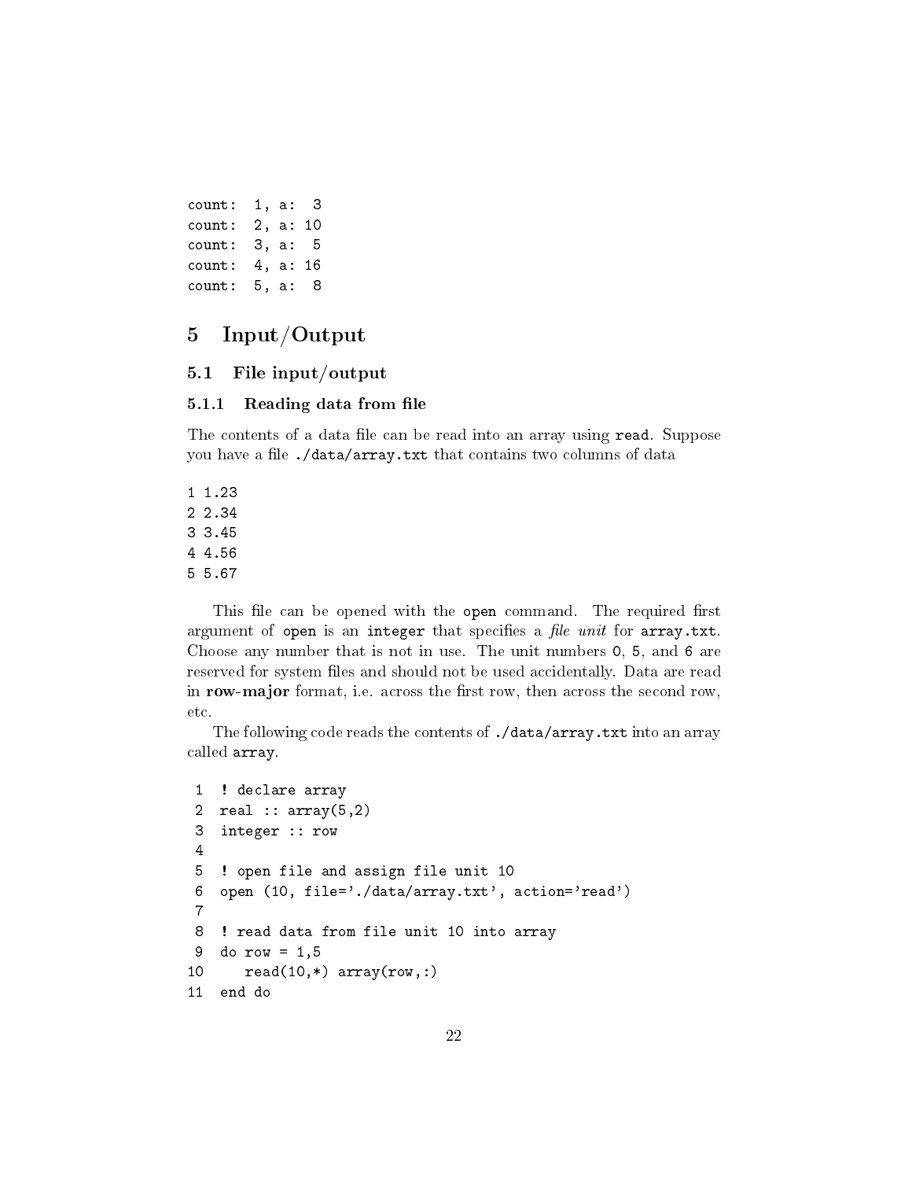```
count:  1, a:  3
count:  2, a: 10
count:  3, a:  5
count:  4, a: 16
count:  5, a:  8
```

# 5 Input/Output

## 5.1 File input/output

### 5.1.1 Reading data from file

The contents of a data file can be read into an array using `read`. Suppose you have a file `./data/array.txt` that contains two columns of data

```
1 1.23
2 2.34
3 3.45
4 4.56
5 5.67
```

This file can be opened with the `open` command. The required first argument of `open` is an `integer` that specifies a *file unit* for `array.txt`. Choose any number that is not in use. The unit numbers `0`, `5`, and `6` are reserved for system files and should not be used accidentally. Data are read in **row-major** format, i.e. across the first row, then across the second row, etc.

The following code reads the contents of `./data/array.txt` into an array called `array`.

```
 1  ! declare array
 2  real :: array(5,2)
 3  integer :: row
 4
 5  ! open file and assign file unit 10
 6  open (10, file='./data/array.txt', action='read')
 7
 8  ! read data from file unit 10 into array
 9  do row = 1,5
10     read(10,*) array(row,:)
11  end do
```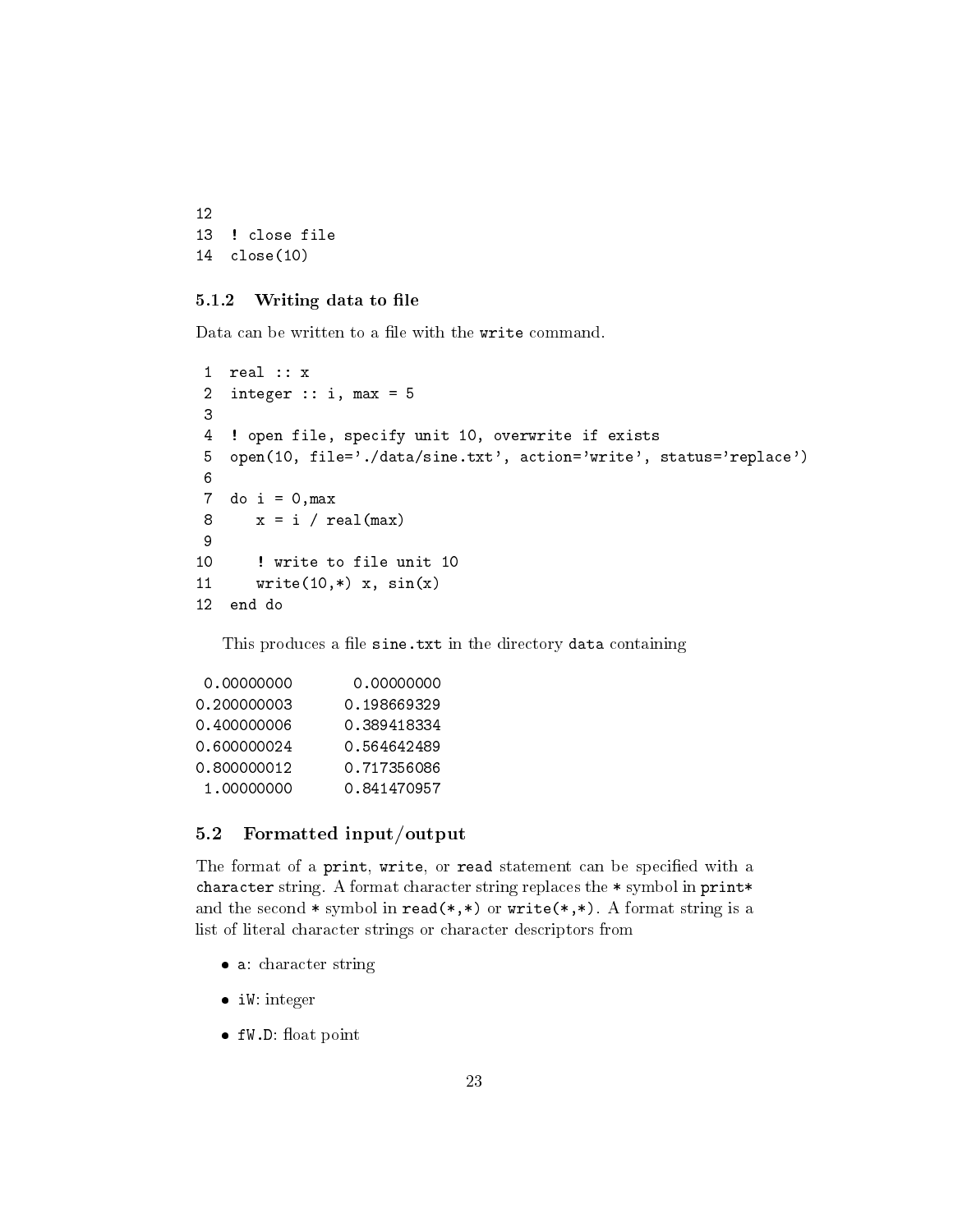```
12
13 ! close file
14 close(10)
```

### 5.1.2 Writing data to file

Data can be written to a file with the `write` command.

```
 1  real :: x
 2  integer :: i, max = 5
 3
 4  ! open file, specify unit 10, overwrite if exists
 5  open(10, file='./data/sine.txt', action='write', status='replace')
 6
 7  do i = 0,max
 8     x = i / real(max)
 9
10     ! write to file unit 10
11     write(10,*) x, sin(x)
12  end do
```

This produces a file `sine.txt` in the directory `data` containing

```
 0.00000000       0.00000000
0.200000003      0.198669329
0.400000006      0.389418334
0.600000024      0.564642489
0.800000012      0.717356086
 1.00000000      0.841470957
```

## 5.2 Formatted input/output

The format of a `print`, `write`, or `read` statement can be specified with a `character` string. A format character string replaces the `*` symbol in `print*` and the second `*` symbol in `read(*,*)` or `write(*,*)`. A format string is a list of literal character strings or character descriptors from

- `a`: character string
- `iW`: integer
- `fW.D`: float point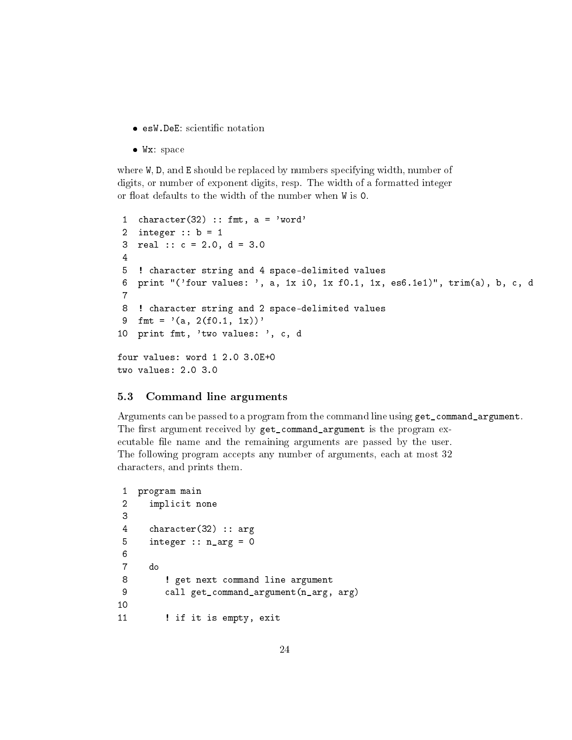- `esW.DeE`: scientific notation
- `Wx`: space

where `W`, `D`, and `E` should be replaced by numbers specifying width, number of digits, or number of exponent digits, resp. The width of a formatted integer or float defaults to the width of the number when `W` is `0`.

```
 1  character(32) :: fmt, a = 'word'
 2  integer :: b = 1
 3  real :: c = 2.0, d = 3.0
 4
 5  ! character string and 4 space-delimited values
 6  print "('four values: ', a, 1x i0, 1x f0.1, 1x, es6.1e1)", trim(a), b, c, d
 7
 8  ! character string and 2 space-delimited values
 9  fmt = '(a, 2(f0.1, 1x))'
10  print fmt, 'two values: ', c, d
```

```
four values: word 1 2.0 3.0E+0
two values: 2.0 3.0
```

### 5.3 Command line arguments

Arguments can be passed to a program from the command line using `get_command_argument`. The first argument received by `get_command_argument` is the program executable file name and the remaining arguments are passed by the user. The following program accepts any number of arguments, each at most 32 characters, and prints them.

```
 1  program main
 2    implicit none
 3
 4    character(32) :: arg
 5    integer :: n_arg = 0
 6
 7    do
 8       ! get next command line argument
 9       call get_command_argument(n_arg, arg)
10
11       ! if it is empty, exit
```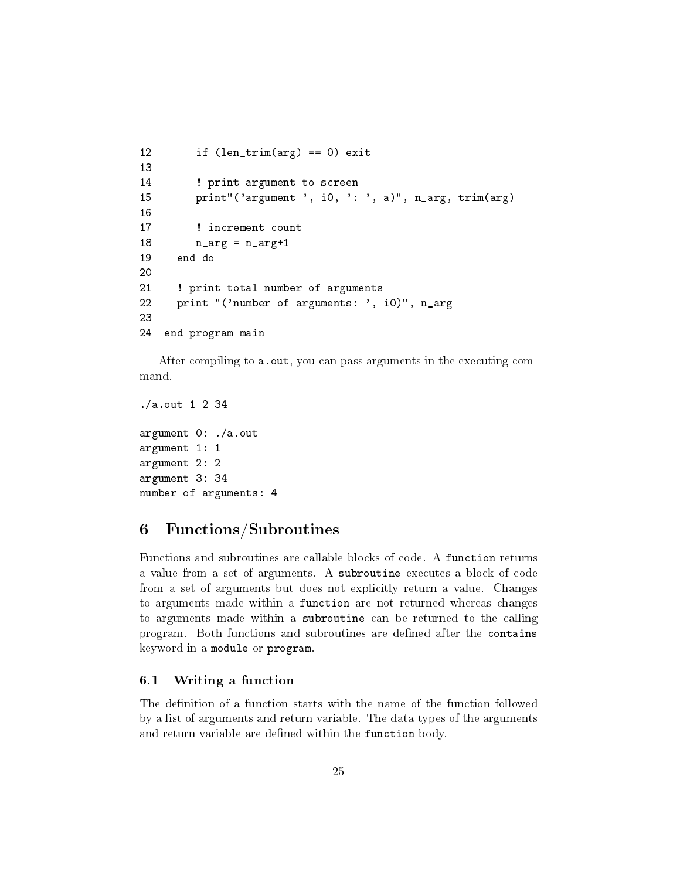```
12       if (len_trim(arg) == 0) exit
13
14       ! print argument to screen
15       print"('argument ', i0, ': ', a)", n_arg, trim(arg)
16
17       ! increment count
18       n_arg = n_arg+1
19    end do
20
21    ! print total number of arguments
22    print "('number of arguments: ', i0)", n_arg
23
24  end program main
```

After compiling to `a.out`, you can pass arguments in the executing command.

```
./a.out 1 2 34

argument 0: ./a.out
argument 1: 1
argument 2: 2
argument 3: 34
number of arguments: 4
```

# 6 Functions/Subroutines

Functions and subroutines are callable blocks of code. A `function` returns a value from a set of arguments. A `subroutine` executes a block of code from a set of arguments but does not explicitly return a value. Changes to arguments made within a `function` are not returned whereas changes to arguments made within a `subroutine` can be returned to the calling program. Both functions and subroutines are defined after the `contains` keyword in a `module` or `program`.

## 6.1 Writing a function

The definition of a function starts with the name of the function followed by a list of arguments and return variable. The data types of the arguments and return variable are defined within the `function` body.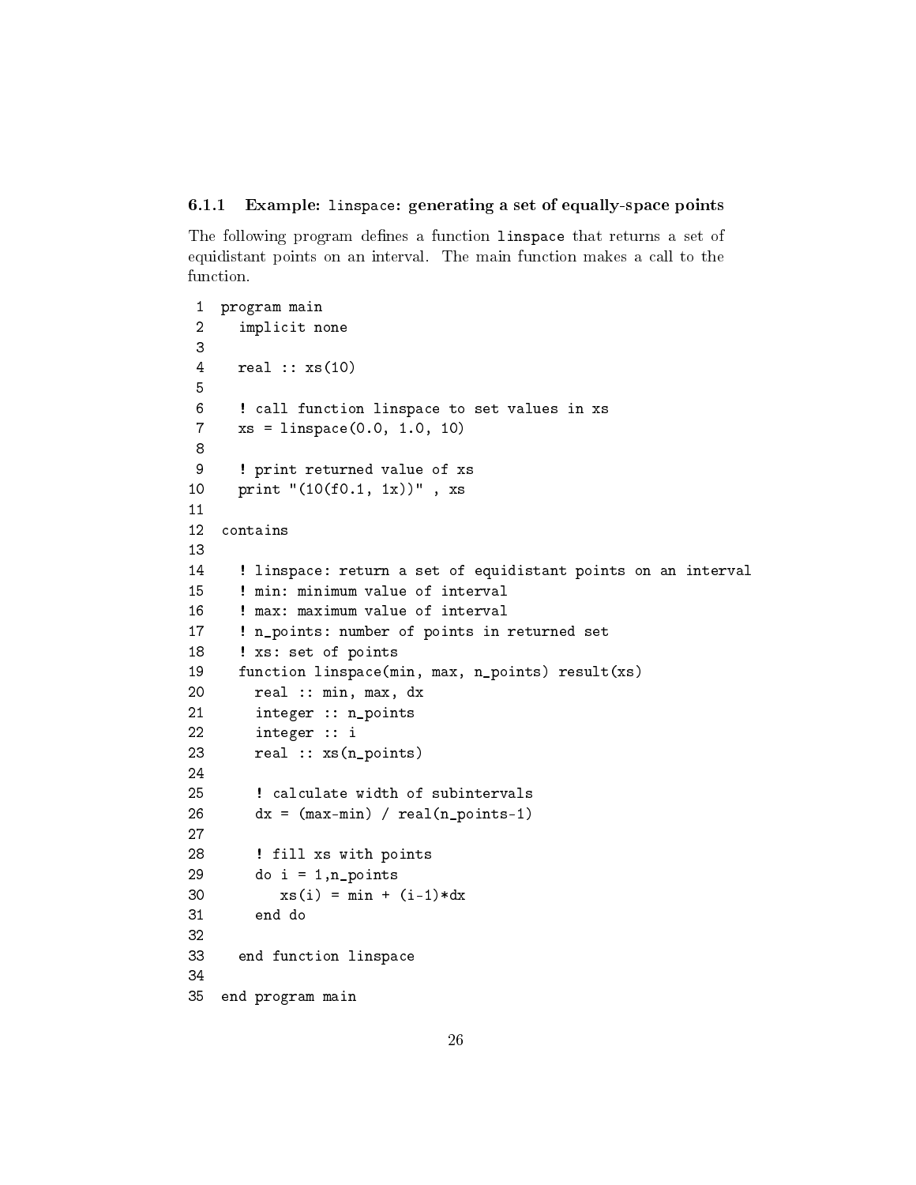#### 6.1.1 Example: `linspace`: generating a set of equally-space points

The following program defines a function `linspace` that returns a set of equidistant points on an interval. The main function makes a call to the function.

```
1  program main
2    implicit none
3
4    real :: xs(10)
5
6    ! call function linspace to set values in xs
7    xs = linspace(0.0, 1.0, 10)
8
9    ! print returned value of xs
10   print "(10(f0.1, 1x))" , xs
11
12 contains
13
14   ! linspace: return a set of equidistant points on an interval
15   ! min: minimum value of interval
16   ! max: maximum value of interval
17   ! n_points: number of points in returned set
18   ! xs: set of points
19   function linspace(min, max, n_points) result(xs)
20     real :: min, max, dx
21     integer :: n_points
22     integer :: i
23     real :: xs(n_points)
24
25     ! calculate width of subintervals
26     dx = (max-min) / real(n_points-1)
27
28     ! fill xs with points
29     do i = 1,n_points
30        xs(i) = min + (i-1)*dx
31     end do
32
33   end function linspace
34
35 end program main
```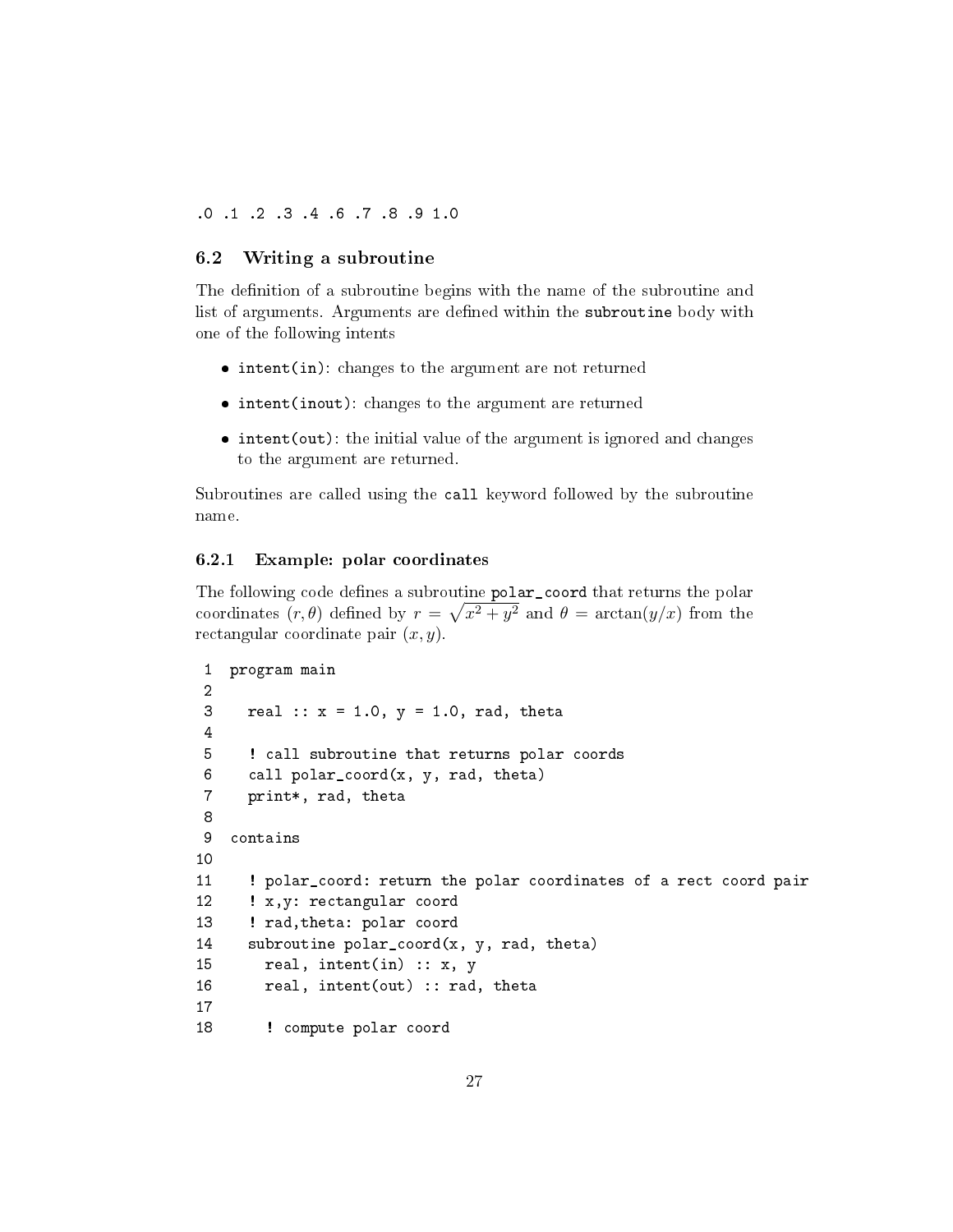```
.0 .1 .2 .3 .4 .6 .7 .8 .9 1.0
```

### 6.2 Writing a subroutine

The definition of a subroutine begins with the name of the subroutine and list of arguments. Arguments are defined within the `subroutine` body with one of the following intents

- `intent(in)`: changes to the argument are not returned
- `intent(inout)`: changes to the argument are returned
- `intent(out)`: the initial value of the argument is ignored and changes to the argument are returned.

Subroutines are called using the `call` keyword followed by the subroutine name.

#### 6.2.1 Example: polar coordinates

The following code defines a subroutine `polar_coord` that returns the polar coordinates $(r, \theta)$ defined by $r = \sqrt{x^2 + y^2}$ and $\theta = \arctan(y/x)$ from the rectangular coordinate pair $(x, y)$.

```
 1  program main
 2
 3    real :: x = 1.0, y = 1.0, rad, theta
 4
 5    ! call subroutine that returns polar coords
 6    call polar_coord(x, y, rad, theta)
 7    print*, rad, theta
 8
 9  contains
10
11    ! polar_coord: return the polar coordinates of a rect coord pair
12    ! x,y: rectangular coord
13    ! rad,theta: polar coord
14    subroutine polar_coord(x, y, rad, theta)
15      real, intent(in) :: x, y
16      real, intent(out) :: rad, theta
17
18      ! compute polar coord
```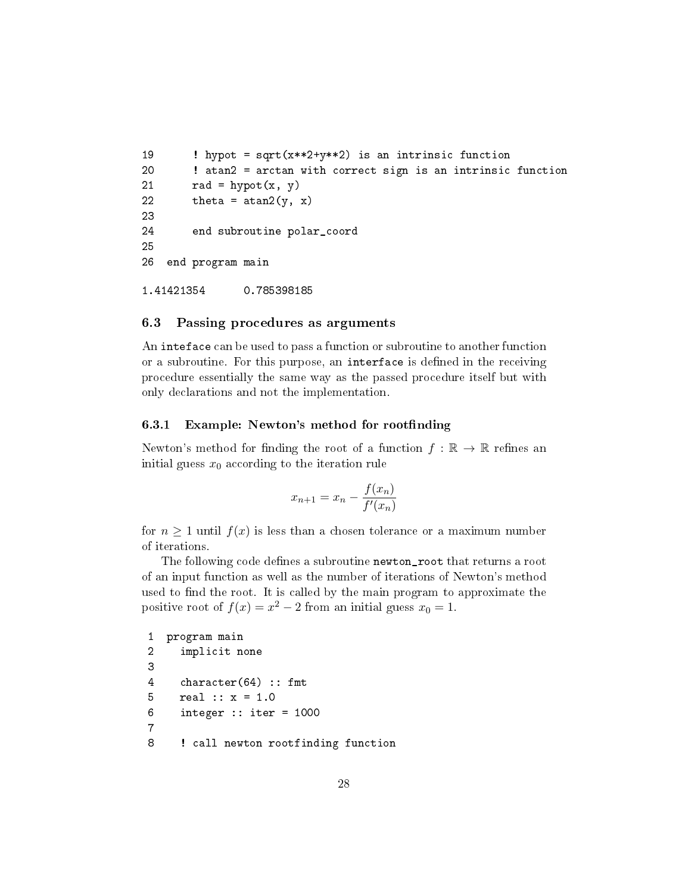```
19      ! hypot = sqrt(x**2+y**2) is an intrinsic function
20      ! atan2 = arctan with correct sign is an intrinsic function
21      rad = hypot(x, y)
22      theta = atan2(y, x)
23
24      end subroutine polar_coord
25
26  end program main
```

```
1.41421354      0.785398185
```

### 6.3 Passing procedures as arguments

An `inteface` can be used to pass a function or subroutine to another function or a subroutine. For this purpose, an `interface` is defined in the receiving procedure essentially the same way as the passed procedure itself but with only declarations and not the implementation.

#### 6.3.1 Example: Newton's method for rootfinding

Newton's method for finding the root of a function $f : \mathbb{R} \to \mathbb{R}$ refines an initial guess $x_0$ according to the iteration rule

$$x_{n+1} = x_n - \frac{f(x_n)}{f'(x_n)}$$

for $n \geq 1$ until $f(x)$ is less than a chosen tolerance or a maximum number of iterations.

The following code defines a subroutine `newton_root` that returns a root of an input function as well as the number of iterations of Newton's method used to find the root. It is called by the main program to approximate the positive root of $f(x) = x^2 - 2$ from an initial guess $x_0 = 1$.

```
1  program main
2    implicit none
3
4    character(64) :: fmt
5    real :: x = 1.0
6    integer :: iter = 1000
7
8    ! call newton rootfinding function
```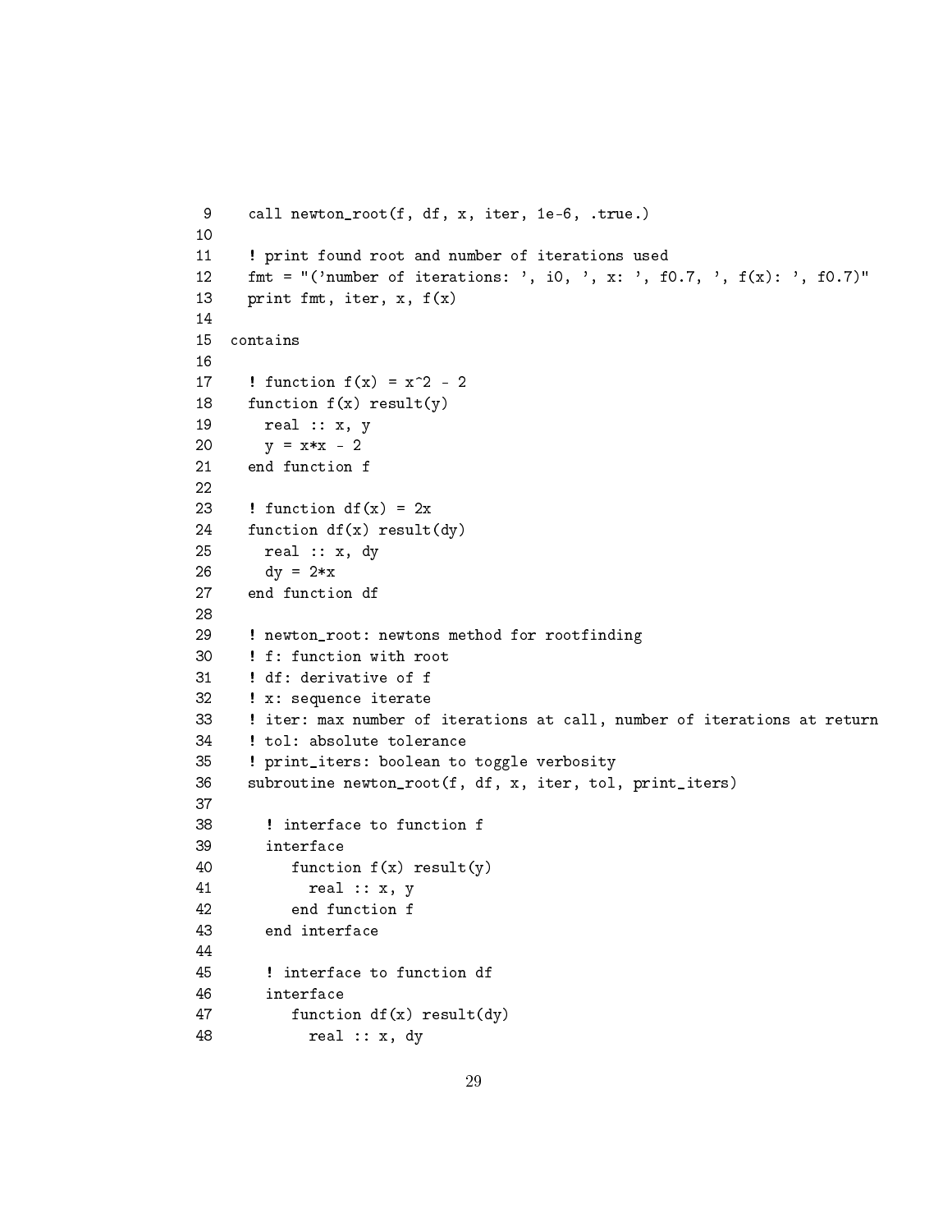```
 9    call newton_root(f, df, x, iter, 1e-6, .true.)
10
11    ! print found root and number of iterations used
12    fmt = "('number of iterations: ', i0, ', x: ', f0.7, ', f(x): ', f0.7)"
13    print fmt, iter, x, f(x)
14
15  contains
16
17    ! function f(x) = x^2 - 2
18    function f(x) result(y)
19      real :: x, y
20      y = x*x - 2
21    end function f
22
23    ! function df(x) = 2x
24    function df(x) result(dy)
25      real :: x, dy
26      dy = 2*x
27    end function df
28
29    ! newton_root: newtons method for rootfinding
30    ! f: function with root
31    ! df: derivative of f
32    ! x: sequence iterate
33    ! iter: max number of iterations at call, number of iterations at return
34    ! tol: absolute tolerance
35    ! print_iters: boolean to toggle verbosity
36    subroutine newton_root(f, df, x, iter, tol, print_iters)
37
38      ! interface to function f
39      interface
40         function f(x) result(y)
41           real :: x, y
42         end function f
43      end interface
44
45      ! interface to function df
46      interface
47         function df(x) result(dy)
48           real :: x, dy
```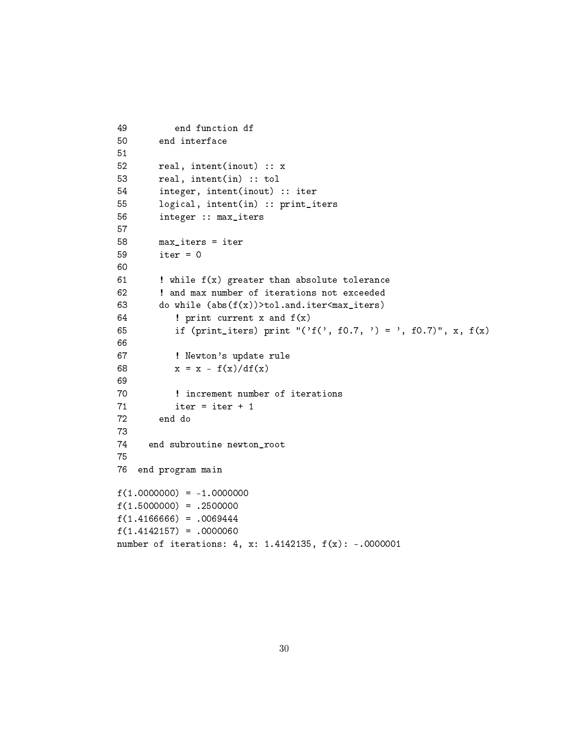```
49          end function df
50       end interface
51
52       real, intent(inout) :: x
53       real, intent(in) :: tol
54       integer, intent(inout) :: iter
55       logical, intent(in) :: print_iters
56       integer :: max_iters
57
58       max_iters = iter
59       iter = 0
60
61       ! while f(x) greater than absolute tolerance
62       ! and max number of iterations not exceeded
63       do while (abs(f(x))>tol.and.iter<max_iters)
64          ! print current x and f(x)
65          if (print_iters) print "('f(', f0.7, ') = ', f0.7)", x, f(x)
66
67          ! Newton's update rule
68          x = x - f(x)/df(x)
69
70          ! increment number of iterations
71          iter = iter + 1
72       end do
73
74    end subroutine newton_root
75
76  end program main
```

```
f(1.0000000) = -1.0000000
f(1.5000000) = .2500000
f(1.4166666) = .0069444
f(1.4142157) = .0000060
number of iterations: 4, x: 1.4142135, f(x): -.0000001
```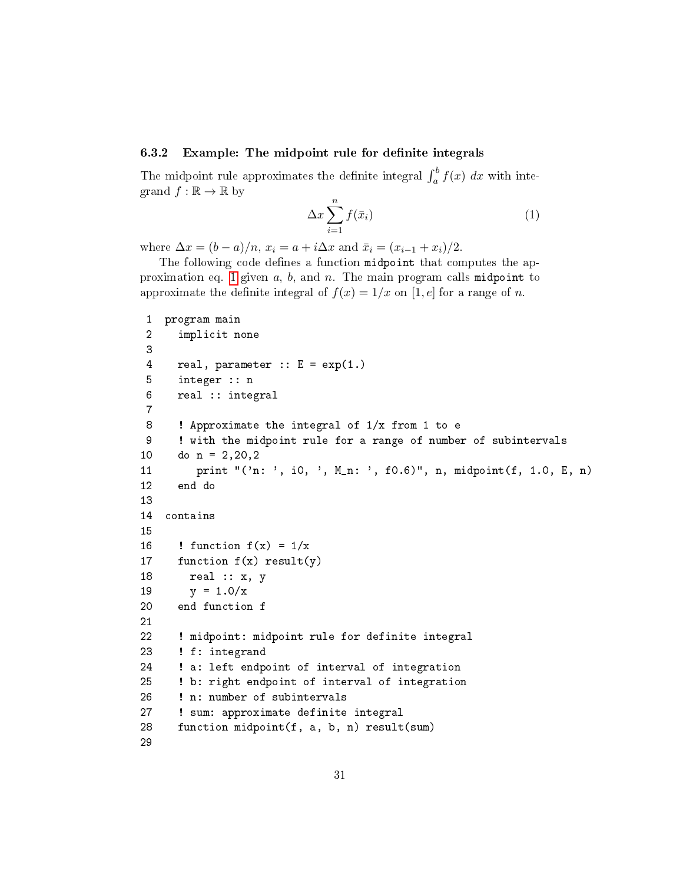### 6.3.2 Example: The midpoint rule for definite integrals

The midpoint rule approximates the definite integral $\int_a^b f(x)\,dx$ with integrand $f : \mathbb{R} \to \mathbb{R}$ by

$$\Delta x \sum_{i=1}^{n} f(\bar{x}_i) \tag{1}$$

where $\Delta x = (b-a)/n$, $x_i = a + i\Delta x$ and $\bar{x}_i = (x_{i-1} + x_i)/2$.

The following code defines a function `midpoint` that computes the approximation eq. 1 given $a$, $b$, and $n$. The main program calls `midpoint` to approximate the definite integral of $f(x) = 1/x$ on $[1, e]$ for a range of $n$.

```
 1  program main
 2    implicit none
 3
 4    real, parameter :: E = exp(1.)
 5    integer :: n
 6    real :: integral
 7
 8    ! Approximate the integral of 1/x from 1 to e
 9    ! with the midpoint rule for a range of number of subintervals
10    do n = 2,20,2
11       print "('n: ', i0, ', M_n: ', f0.6)", n, midpoint(f, 1.0, E, n)
12    end do
13
14  contains
15
16    ! function f(x) = 1/x
17    function f(x) result(y)
18      real :: x, y
19      y = 1.0/x
20    end function f
21
22    ! midpoint: midpoint rule for definite integral
23    ! f: integrand
24    ! a: left endpoint of interval of integration
25    ! b: right endpoint of interval of integration
26    ! n: number of subintervals
27    ! sum: approximate definite integral
28    function midpoint(f, a, b, n) result(sum)
29
```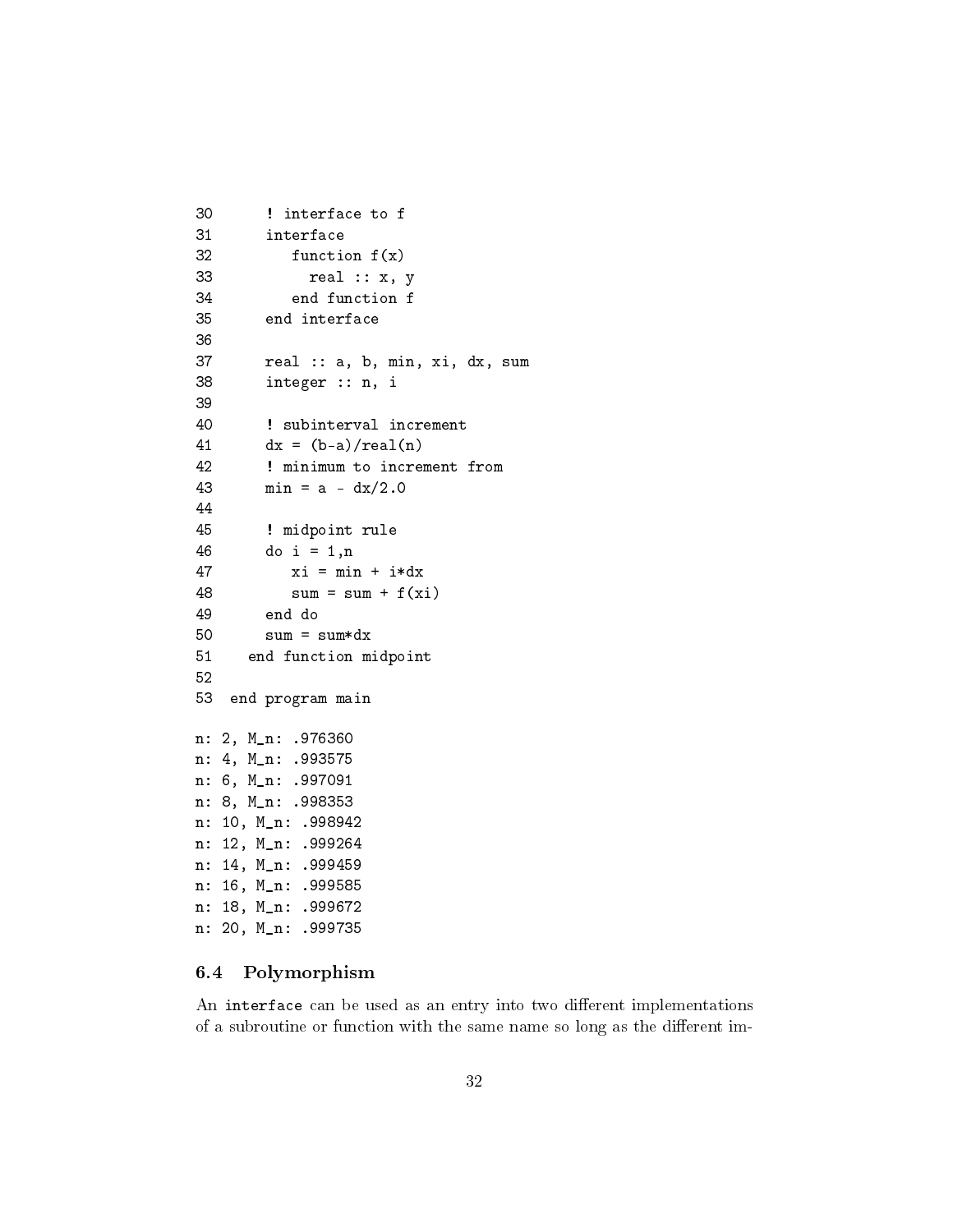```
30      ! interface to f
31      interface
32         function f(x)
33           real :: x, y
34         end function f
35      end interface
36
37      real :: a, b, min, xi, dx, sum
38      integer :: n, i
39
40      ! subinterval increment
41      dx = (b-a)/real(n)
42      ! minimum to increment from
43      min = a - dx/2.0
44
45      ! midpoint rule
46      do i = 1,n
47         xi = min + i*dx
48         sum = sum + f(xi)
49      end do
50      sum = sum*dx
51    end function midpoint
52
53  end program main
```

```
n: 2, M_n: .976360
n: 4, M_n: .993575
n: 6, M_n: .997091
n: 8, M_n: .998353
n: 10, M_n: .998942
n: 12, M_n: .999264
n: 14, M_n: .999459
n: 16, M_n: .999585
n: 18, M_n: .999672
n: 20, M_n: .999735
```

### 6.4 Polymorphism

An `interface` can be used as an entry into two different implementations of a subroutine or function with the same name so long as the different im-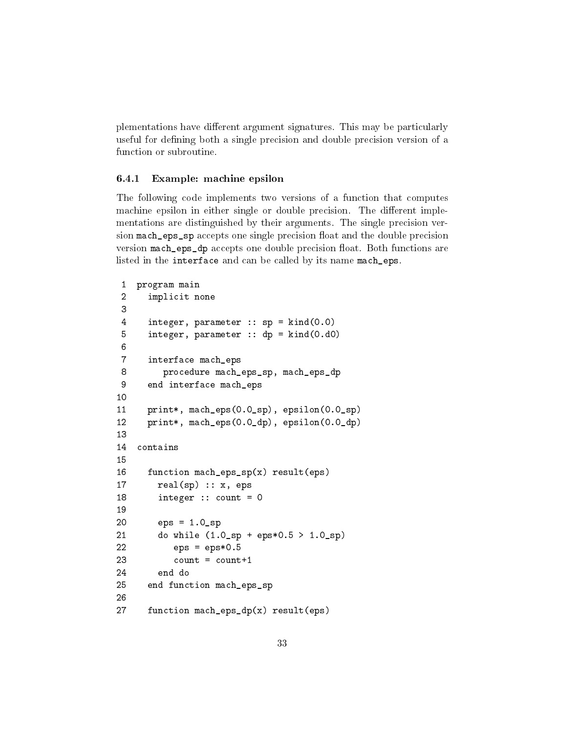plementations have different argument signatures. This may be particularly useful for defining both a single precision and double precision version of a function or subroutine.

### 6.4.1 Example: machine epsilon

The following code implements two versions of a function that computes machine epsilon in either single or double precision. The different implementations are distinguished by their arguments. The single precision version `mach_eps_sp` accepts one single precision float and the double precision version `mach_eps_dp` accepts one double precision float. Both functions are listed in the `interface` and can be called by its name `mach_eps`.

```
1  program main
2    implicit none
3
4    integer, parameter :: sp = kind(0.0)
5    integer, parameter :: dp = kind(0.d0)
6
7    interface mach_eps
8       procedure mach_eps_sp, mach_eps_dp
9    end interface mach_eps
10
11   print*, mach_eps(0.0_sp), epsilon(0.0_sp)
12   print*, mach_eps(0.0_dp), epsilon(0.0_dp)
13
14 contains
15
16   function mach_eps_sp(x) result(eps)
17     real(sp) :: x, eps
18     integer :: count = 0
19
20     eps = 1.0_sp
21     do while (1.0_sp + eps*0.5 > 1.0_sp)
22        eps = eps*0.5
23        count = count+1
24     end do
25   end function mach_eps_sp
26
27   function mach_eps_dp(x) result(eps)
```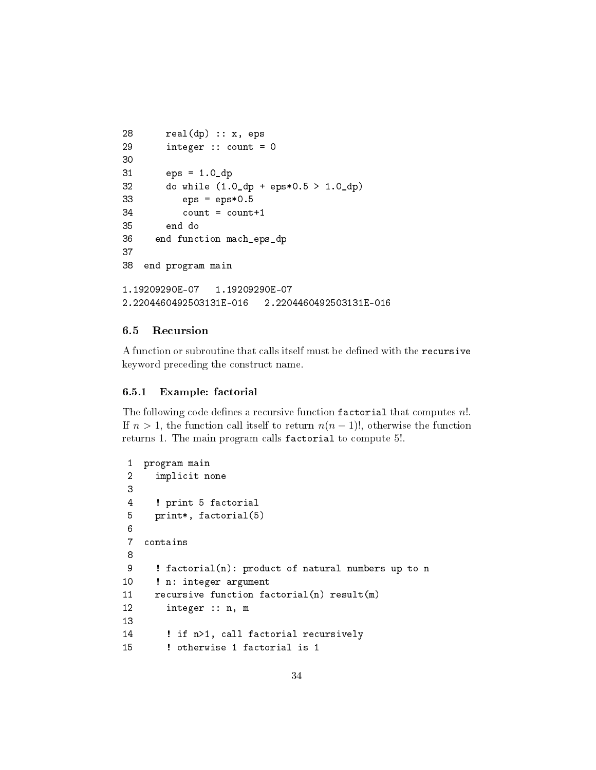```
28      real(dp) :: x, eps
29      integer :: count = 0
30
31      eps = 1.0_dp
32      do while (1.0_dp + eps*0.5 > 1.0_dp)
33         eps = eps*0.5
34         count = count+1
35      end do
36    end function mach_eps_dp
37
38  end program main
```

```
1.19209290E-07   1.19209290E-07
2.2204460492503131E-016   2.2204460492503131E-016
```

### 6.5 Recursion

A function or subroutine that calls itself must be defined with the `recursive` keyword preceding the construct name.

#### 6.5.1 Example: factorial

The following code defines a recursive function `factorial` that computes $n!$. If $n > 1$, the function call itself to return $n(n-1)!$, otherwise the function returns 1. The main program calls `factorial` to compute 5!.

```
 1  program main
 2    implicit none
 3
 4    ! print 5 factorial
 5    print*, factorial(5)
 6
 7  contains
 8
 9    ! factorial(n): product of natural numbers up to n
10    ! n: integer argument
11    recursive function factorial(n) result(m)
12      integer :: n, m
13
14      ! if n>1, call factorial recursively
15      ! otherwise 1 factorial is 1
```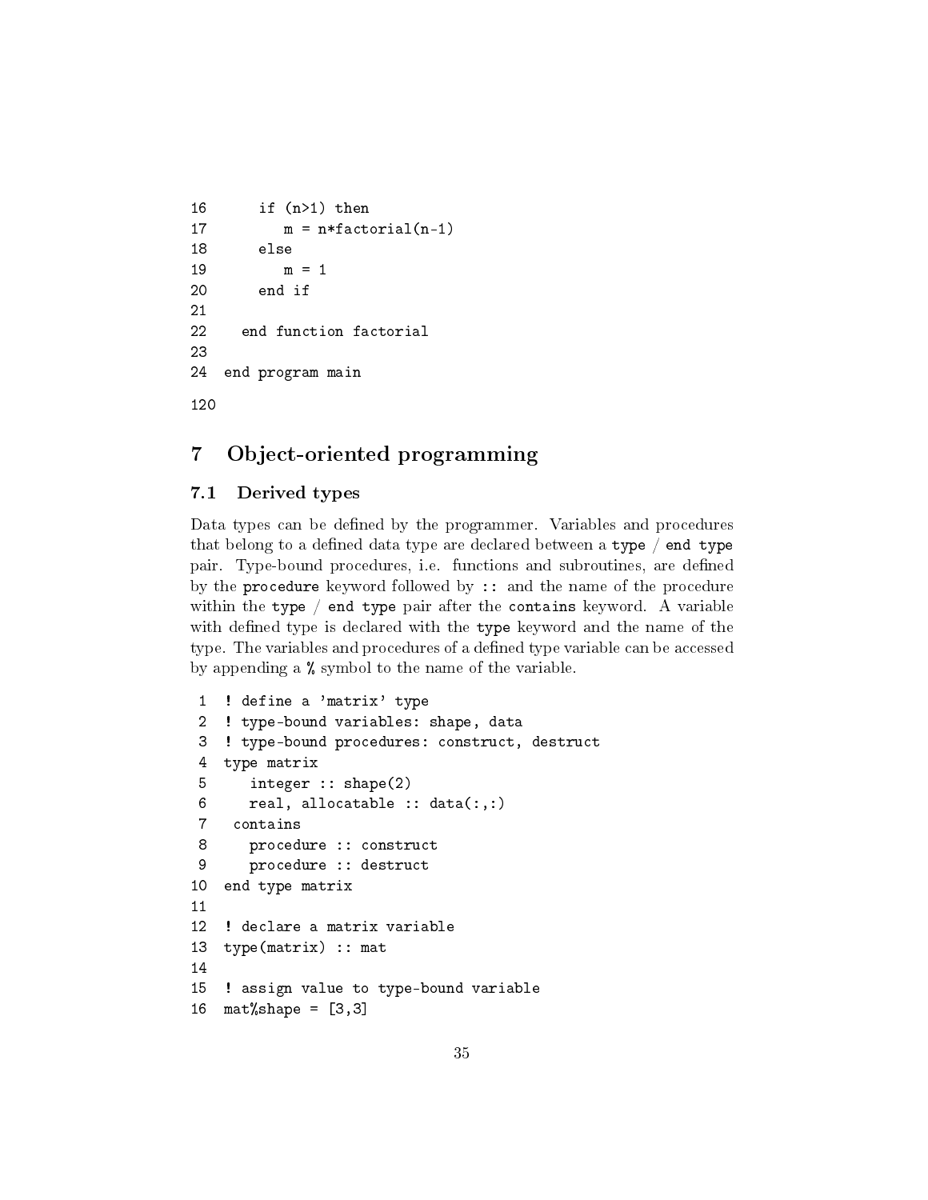```
16      if (n>1) then
17         m = n*factorial(n-1)
18      else
19         m = 1
20      end if
21
22   end function factorial
23
24 end program main
```

```
120
```

## 7 Object-oriented programming

### 7.1 Derived types

Data types can be defined by the programmer. Variables and procedures that belong to a defined data type are declared between a `type` / `end type` pair. Type-bound procedures, i.e. functions and subroutines, are defined by the `procedure` keyword followed by `::` and the name of the procedure within the `type` / `end type` pair after the `contains` keyword. A variable with defined type is declared with the `type` keyword and the name of the type. The variables and procedures of a defined type variable can be accessed by appending a `%` symbol to the name of the variable.

```
 1  ! define a 'matrix' type
 2  ! type-bound variables: shape, data
 3  ! type-bound procedures: construct, destruct
 4  type matrix
 5     integer :: shape(2)
 6     real, allocatable :: data(:,:)
 7   contains
 8     procedure :: construct
 9     procedure :: destruct
10  end type matrix
11
12  ! declare a matrix variable
13  type(matrix) :: mat
14
15  ! assign value to type-bound variable
16  mat%shape = [3,3]
```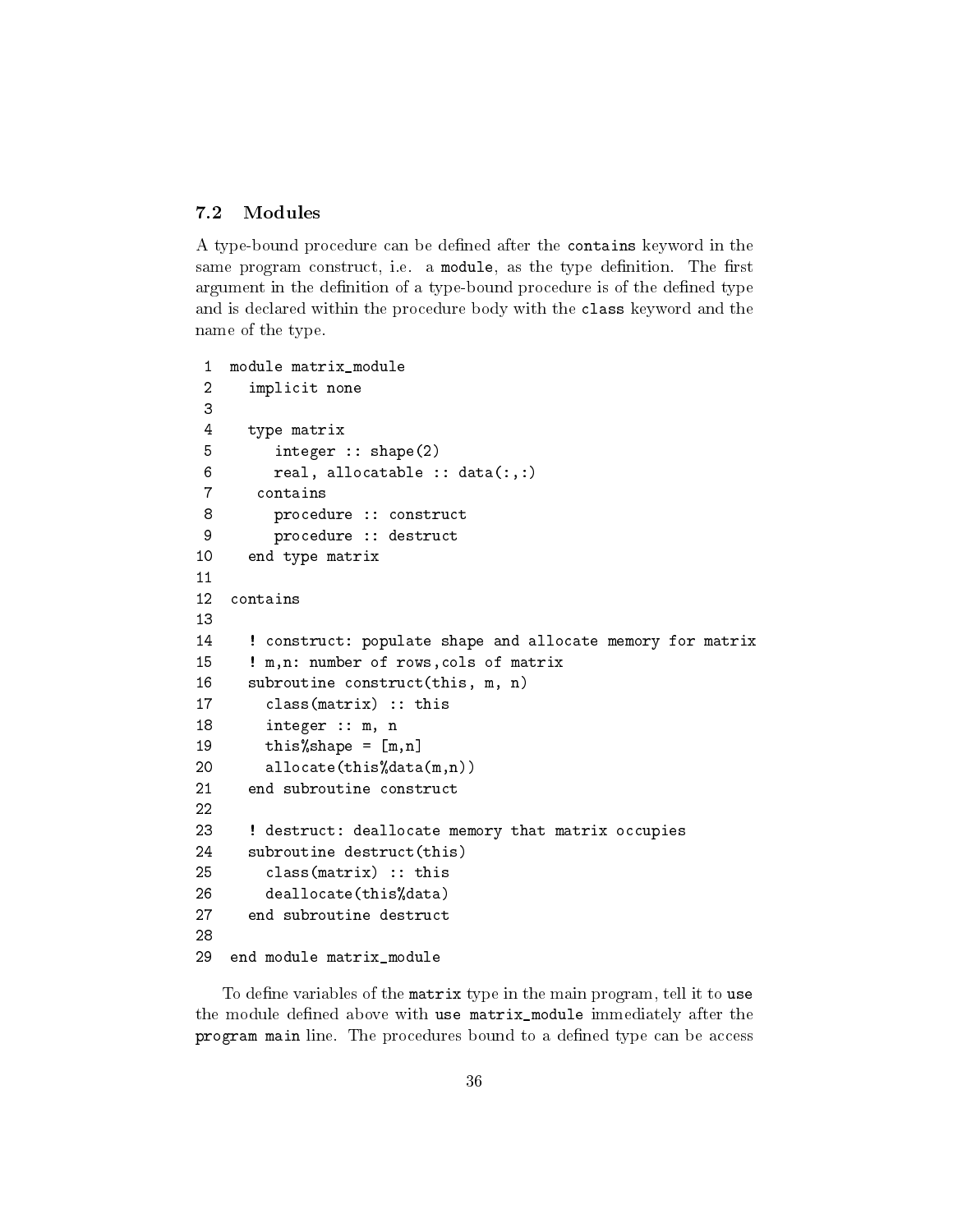## 7.2 Modules

A type-bound procedure can be defined after the `contains` keyword in the same program construct, i.e. a `module`, as the type definition. The first argument in the definition of a type-bound procedure is of the defined type and is declared within the procedure body with the `class` keyword and the name of the type.

```
 1  module matrix_module
 2    implicit none
 3
 4    type matrix
 5       integer :: shape(2)
 6       real, allocatable :: data(:,:)
 7     contains
 8       procedure :: construct
 9       procedure :: destruct
10    end type matrix
11
12  contains
13
14    ! construct: populate shape and allocate memory for matrix
15    ! m,n: number of rows,cols of matrix
16    subroutine construct(this, m, n)
17      class(matrix) :: this
18      integer :: m, n
19      this%shape = [m,n]
20      allocate(this%data(m,n))
21    end subroutine construct
22
23    ! destruct: deallocate memory that matrix occupies
24    subroutine destruct(this)
25      class(matrix) :: this
26      deallocate(this%data)
27    end subroutine destruct
28
29  end module matrix_module
```

To define variables of the `matrix` type in the main program, tell it to `use` the module defined above with `use matrix_module` immediately after the `program main` line. The procedures bound to a defined type can be access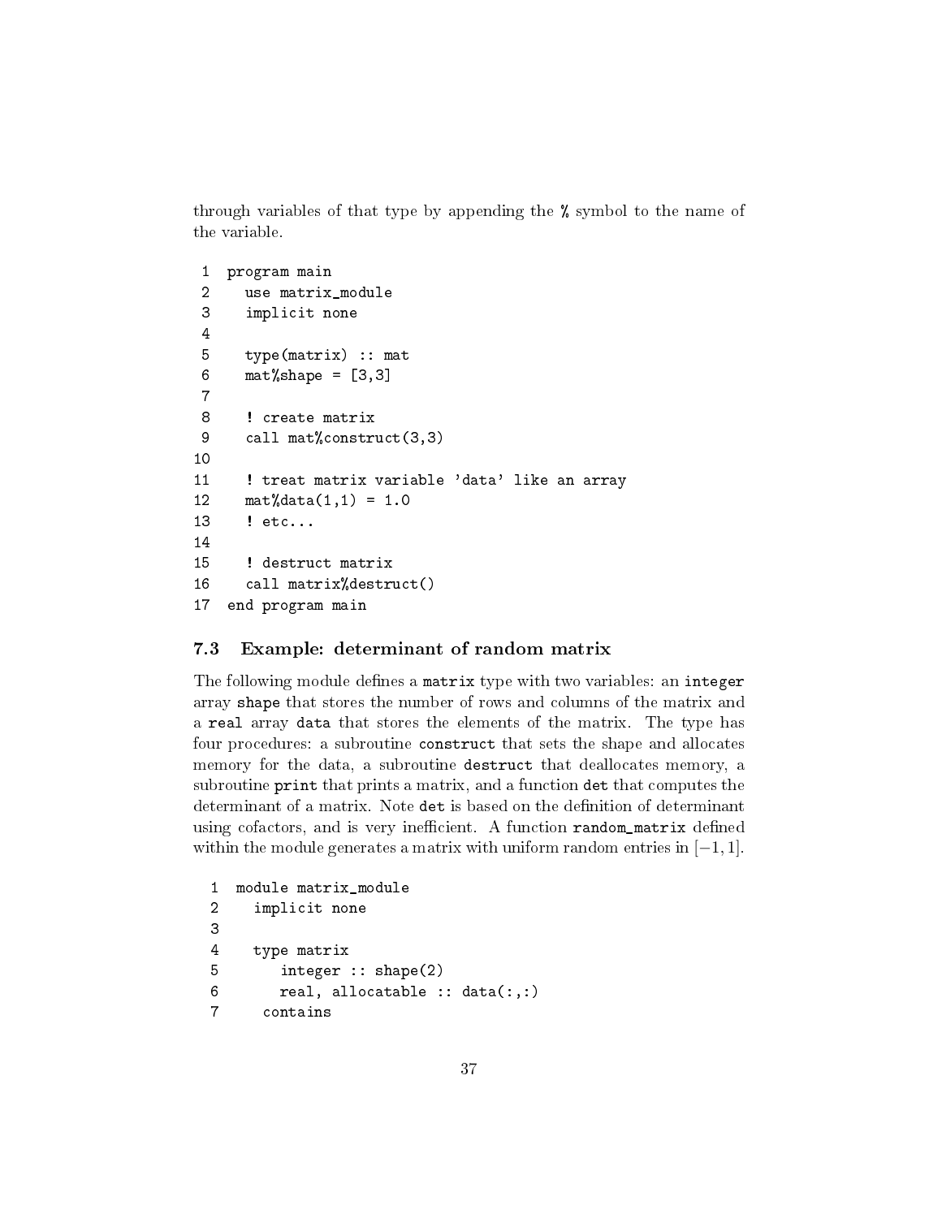through variables of that type by appending the % symbol to the name of the variable.

```
 1  program main
 2    use matrix_module
 3    implicit none
 4
 5    type(matrix) :: mat
 6    mat%shape = [3,3]
 7
 8    ! create matrix
 9    call mat%construct(3,3)
10
11    ! treat matrix variable 'data' like an array
12    mat%data(1,1) = 1.0
13    ! etc...
14
15    ! destruct matrix
16    call matrix%destruct()
17  end program main
```

### 7.3 Example: determinant of random matrix

The following module defines a `matrix` type with two variables: an `integer` array `shape` that stores the number of rows and columns of the matrix and a `real` array `data` that stores the elements of the matrix. The type has four procedures: a subroutine `construct` that sets the shape and allocates memory for the data, a subroutine `destruct` that deallocates memory, a subroutine `print` that prints a matrix, and a function `det` that computes the determinant of a matrix. Note `det` is based on the definition of determinant using cofactors, and is very inefficient. A function `random_matrix` defined within the module generates a matrix with uniform random entries in $[-1, 1]$.

```
 1  module matrix_module
 2    implicit none
 3
 4    type matrix
 5       integer :: shape(2)
 6       real, allocatable :: data(:,:)
 7     contains
```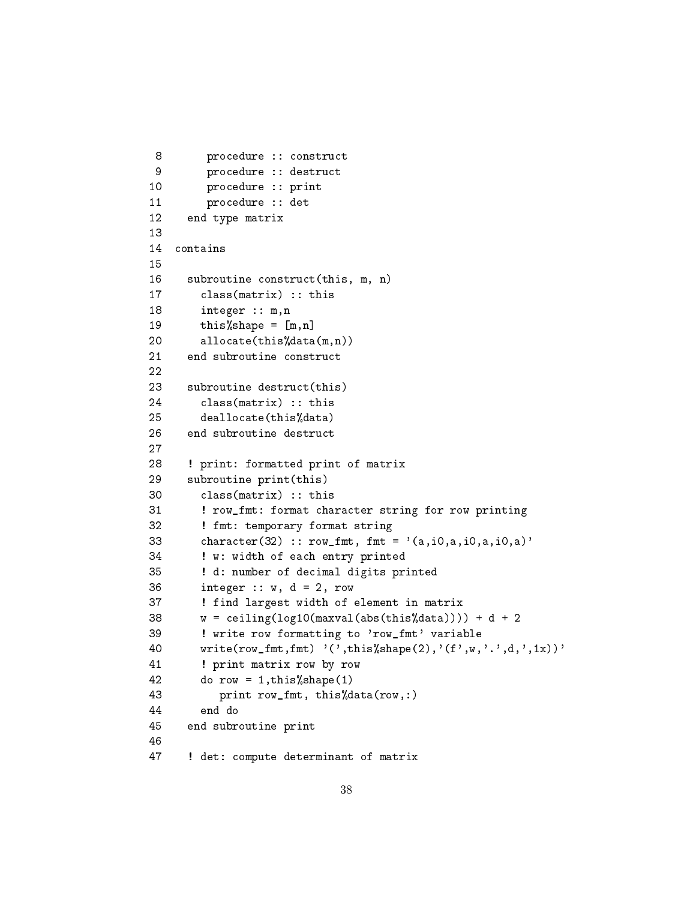```
 8      procedure :: construct
 9      procedure :: destruct
10      procedure :: print
11      procedure :: det
12   end type matrix
13
14 contains
15
16   subroutine construct(this, m, n)
17     class(matrix) :: this
18     integer :: m,n
19     this%shape = [m,n]
20     allocate(this%data(m,n))
21   end subroutine construct
22
23   subroutine destruct(this)
24     class(matrix) :: this
25     deallocate(this%data)
26   end subroutine destruct
27
28   ! print: formatted print of matrix
29   subroutine print(this)
30     class(matrix) :: this
31     ! row_fmt: format character string for row printing
32     ! fmt: temporary format string
33     character(32) :: row_fmt, fmt = '(a,i0,a,i0,a,i0,a)'
34     ! w: width of each entry printed
35     ! d: number of decimal digits printed
36     integer :: w, d = 2, row
37     ! find largest width of element in matrix
38     w = ceiling(log10(maxval(abs(this%data)))) + d + 2
39     ! write row formatting to 'row_fmt' variable
40     write(row_fmt,fmt) '(',this%shape(2),'(f',w,'.',d,',1x))'
41     ! print matrix row by row
42     do row = 1,this%shape(1)
43        print row_fmt, this%data(row,:)
44     end do
45   end subroutine print
46
47   ! det: compute determinant of matrix
```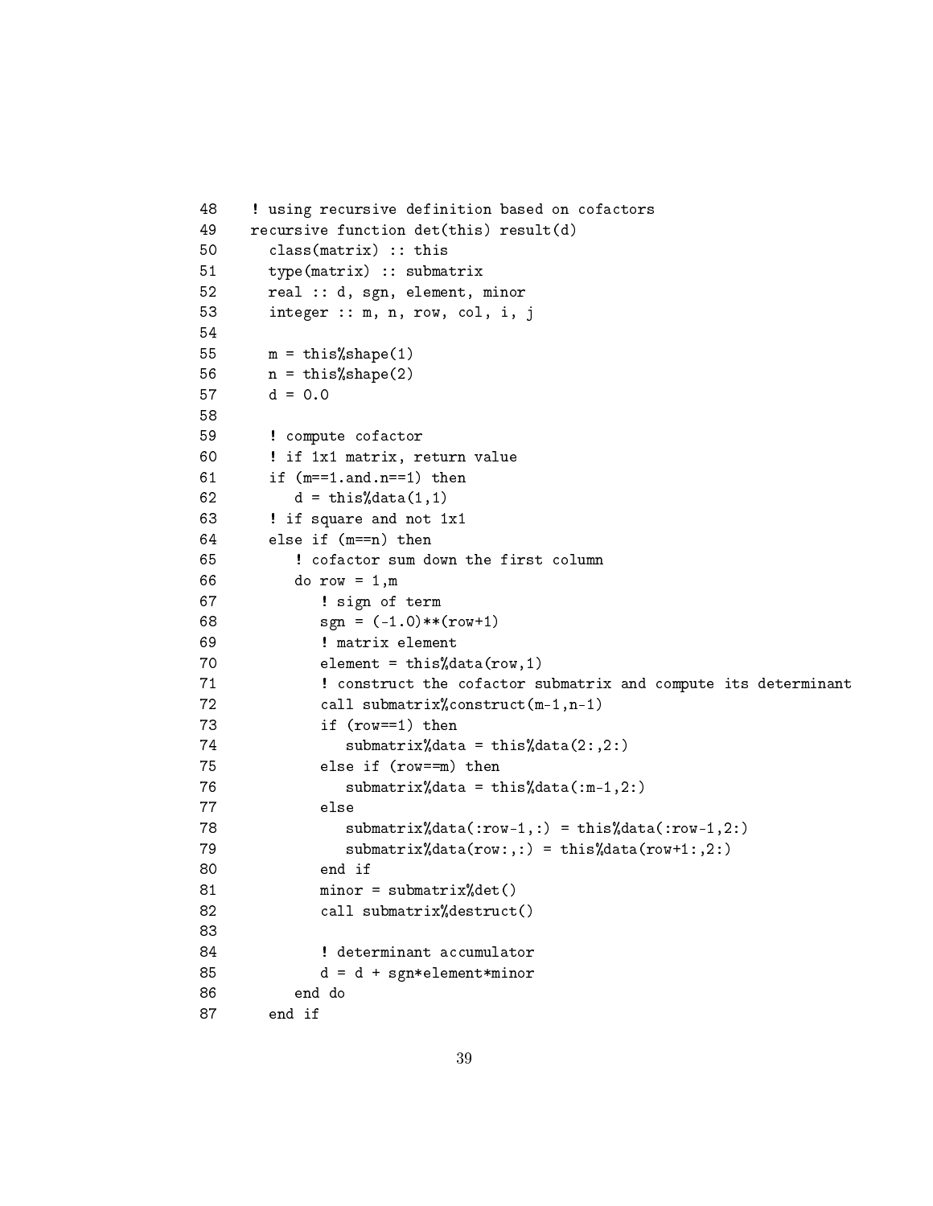```
48    ! using recursive definition based on cofactors
49    recursive function det(this) result(d)
50      class(matrix) :: this
51      type(matrix) :: submatrix
52      real :: d, sgn, element, minor
53      integer :: m, n, row, col, i, j
54
55      m = this%shape(1)
56      n = this%shape(2)
57      d = 0.0
58
59      ! compute cofactor
60      ! if 1x1 matrix, return value
61      if (m==1.and.n==1) then
62         d = this%data(1,1)
63      ! if square and not 1x1
64      else if (m==n) then
65         ! cofactor sum down the first column
66         do row = 1,m
67            ! sign of term
68            sgn = (-1.0)**(row+1)
69            ! matrix element
70            element = this%data(row,1)
71            ! construct the cofactor submatrix and compute its determinant
72            call submatrix%construct(m-1,n-1)
73            if (row==1) then
74               submatrix%data = this%data(2:,2:)
75            else if (row==m) then
76               submatrix%data = this%data(:m-1,2:)
77            else
78               submatrix%data(:row-1,:) = this%data(:row-1,2:)
79               submatrix%data(row:,:) = this%data(row+1:,2:)
80            end if
81            minor = submatrix%det()
82            call submatrix%destruct()
83
84            ! determinant accumulator
85            d = d + sgn*element*minor
86         end do
87      end if
```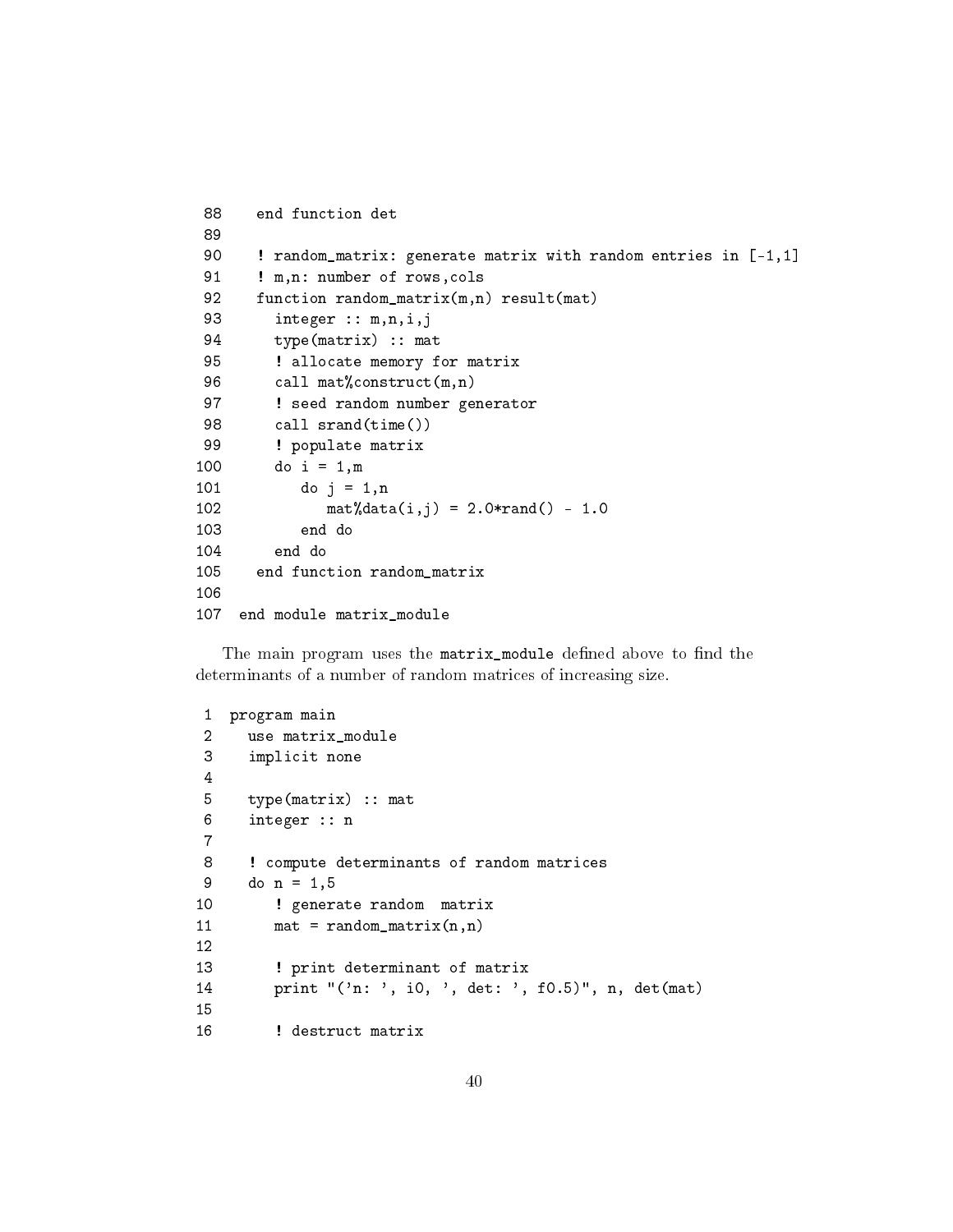```
 88    end function det
 89
 90    ! random_matrix: generate matrix with random entries in [-1,1]
 91    ! m,n: number of rows,cols
 92    function random_matrix(m,n) result(mat)
 93      integer :: m,n,i,j
 94      type(matrix) :: mat
 95      ! allocate memory for matrix
 96      call mat%construct(m,n)
 97      ! seed random number generator
 98      call srand(time())
 99      ! populate matrix
100      do i = 1,m
101         do j = 1,n
102            mat%data(i,j) = 2.0*rand() - 1.0
103         end do
104      end do
105    end function random_matrix
106
107  end module matrix_module
```

The main program uses the `matrix_module` defined above to find the determinants of a number of random matrices of increasing size.

```
 1  program main
 2    use matrix_module
 3    implicit none
 4
 5    type(matrix) :: mat
 6    integer :: n
 7
 8    ! compute determinants of random matrices
 9    do n = 1,5
10       ! generate random  matrix
11       mat = random_matrix(n,n)
12
13       ! print determinant of matrix
14       print "('n: ', i0, ', det: ', f0.5)", n, det(mat)
15
16       ! destruct matrix
```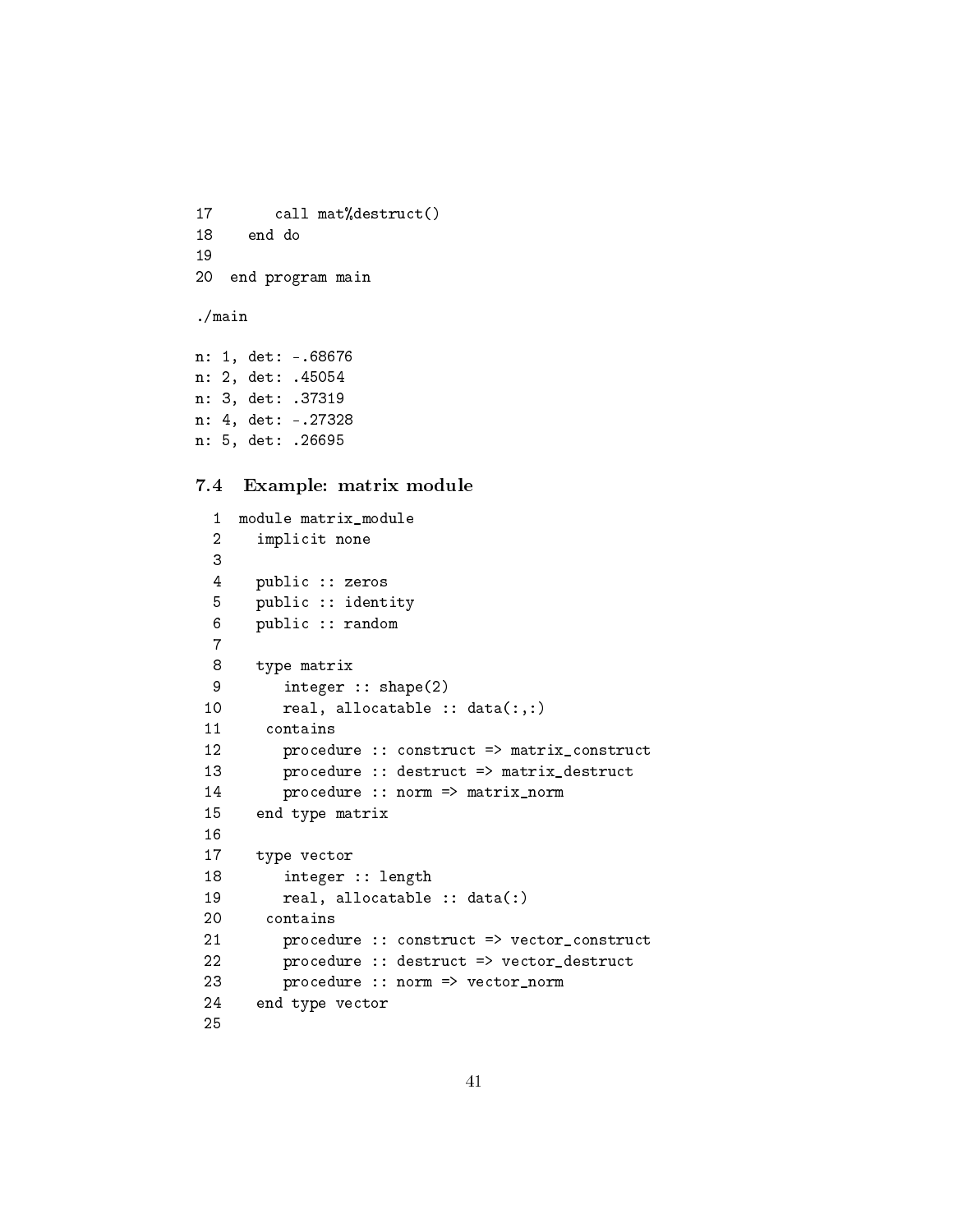```
17      call mat%destruct()
18   end do
19
20 end program main
```

```
./main

n: 1, det: -.68676
n: 2, det: .45054
n: 3, det: .37319
n: 4, det: -.27328
n: 5, det: .26695
```

### 7.4 Example: matrix module

```
 1 module matrix_module
 2   implicit none
 3
 4   public :: zeros
 5   public :: identity
 6   public :: random
 7
 8   type matrix
 9      integer :: shape(2)
10      real, allocatable :: data(:,:)
11    contains
12      procedure :: construct => matrix_construct
13      procedure :: destruct => matrix_destruct
14      procedure :: norm => matrix_norm
15   end type matrix
16
17   type vector
18      integer :: length
19      real, allocatable :: data(:)
20    contains
21      procedure :: construct => vector_construct
22      procedure :: destruct => vector_destruct
23      procedure :: norm => vector_norm
24   end type vector
25
```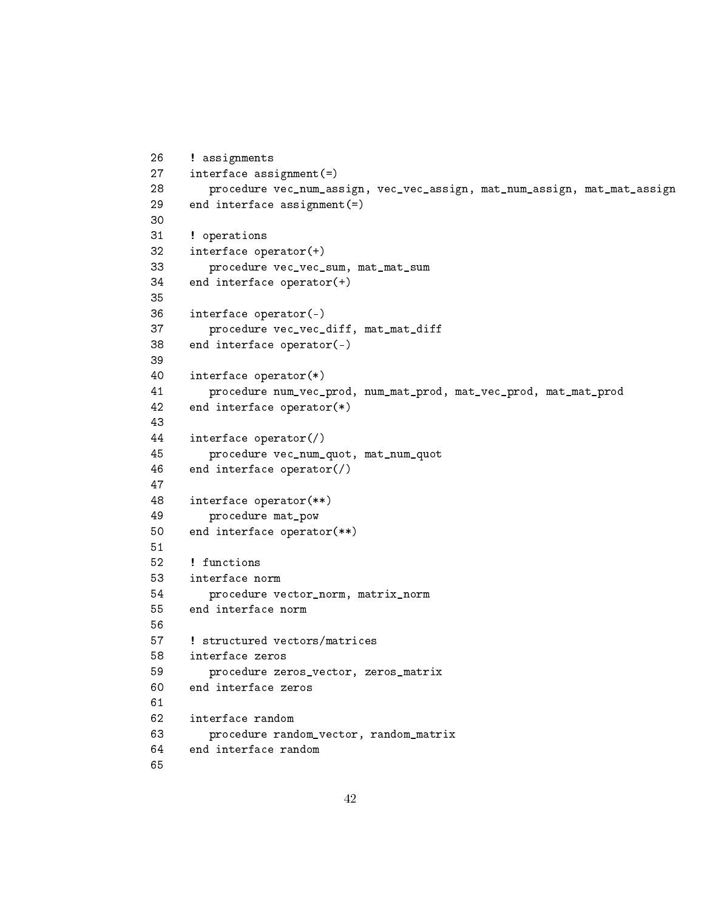```
26    ! assignments
27    interface assignment(=)
28       procedure vec_num_assign, vec_vec_assign, mat_num_assign, mat_mat_assign
29    end interface assignment(=)
30
31    ! operations
32    interface operator(+)
33       procedure vec_vec_sum, mat_mat_sum
34    end interface operator(+)
35
36    interface operator(-)
37       procedure vec_vec_diff, mat_mat_diff
38    end interface operator(-)
39
40    interface operator(*)
41       procedure num_vec_prod, num_mat_prod, mat_vec_prod, mat_mat_prod
42    end interface operator(*)
43
44    interface operator(/)
45       procedure vec_num_quot, mat_num_quot
46    end interface operator(/)
47
48    interface operator(**)
49       procedure mat_pow
50    end interface operator(**)
51
52    ! functions
53    interface norm
54       procedure vector_norm, matrix_norm
55    end interface norm
56
57    ! structured vectors/matrices
58    interface zeros
59       procedure zeros_vector, zeros_matrix
60    end interface zeros
61
62    interface random
63       procedure random_vector, random_matrix
64    end interface random
65
```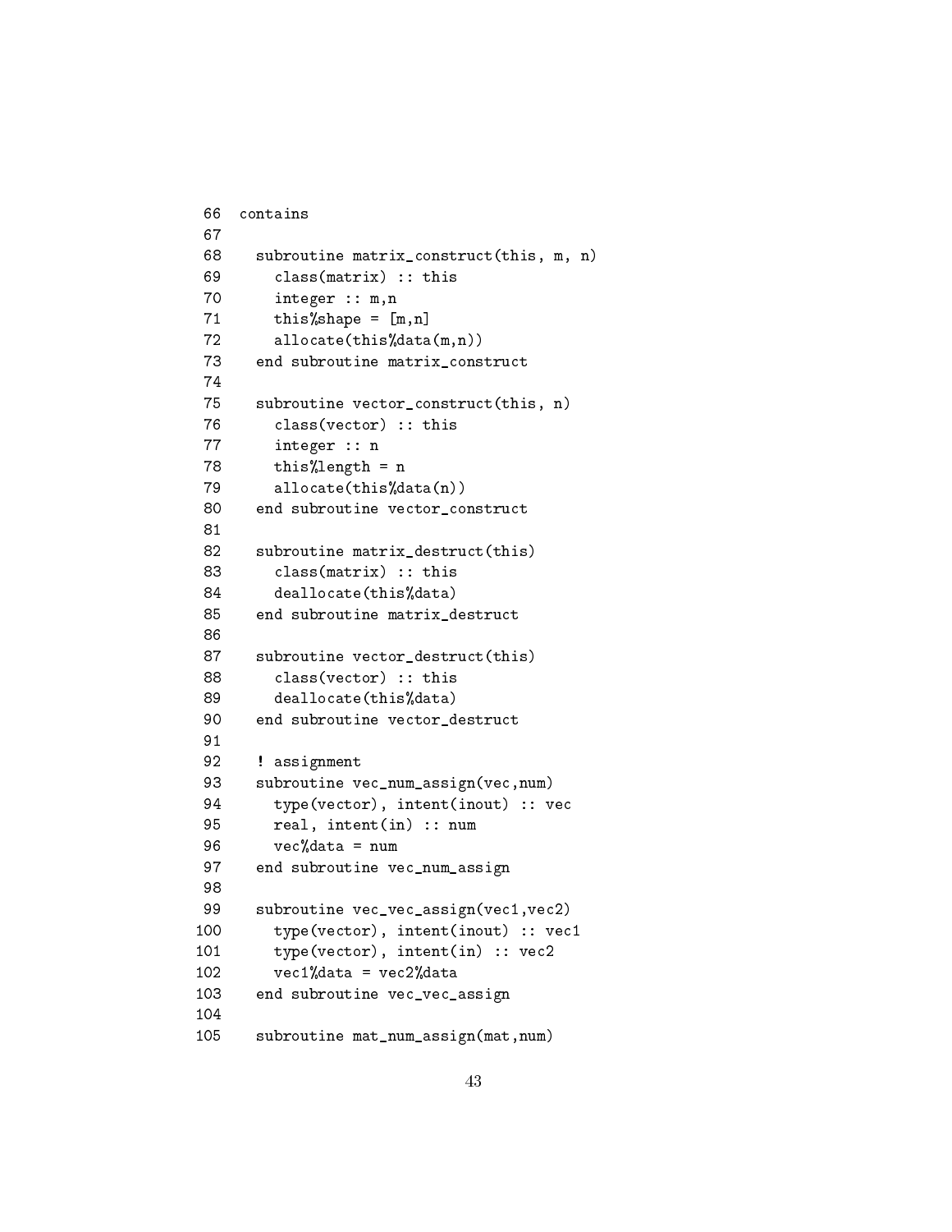```
 66  contains
 67
 68    subroutine matrix_construct(this, m, n)
 69      class(matrix) :: this
 70      integer :: m,n
 71      this%shape = [m,n]
 72      allocate(this%data(m,n))
 73    end subroutine matrix_construct
 74
 75    subroutine vector_construct(this, n)
 76      class(vector) :: this
 77      integer :: n
 78      this%length = n
 79      allocate(this%data(n))
 80    end subroutine vector_construct
 81
 82    subroutine matrix_destruct(this)
 83      class(matrix) :: this
 84      deallocate(this%data)
 85    end subroutine matrix_destruct
 86
 87    subroutine vector_destruct(this)
 88      class(vector) :: this
 89      deallocate(this%data)
 90    end subroutine vector_destruct
 91
 92    ! assignment
 93    subroutine vec_num_assign(vec,num)
 94      type(vector), intent(inout) :: vec
 95      real, intent(in) :: num
 96      vec%data = num
 97    end subroutine vec_num_assign
 98
 99    subroutine vec_vec_assign(vec1,vec2)
100      type(vector), intent(inout) :: vec1
101      type(vector), intent(in) :: vec2
102      vec1%data = vec2%data
103    end subroutine vec_vec_assign
104
105    subroutine mat_num_assign(mat,num)
```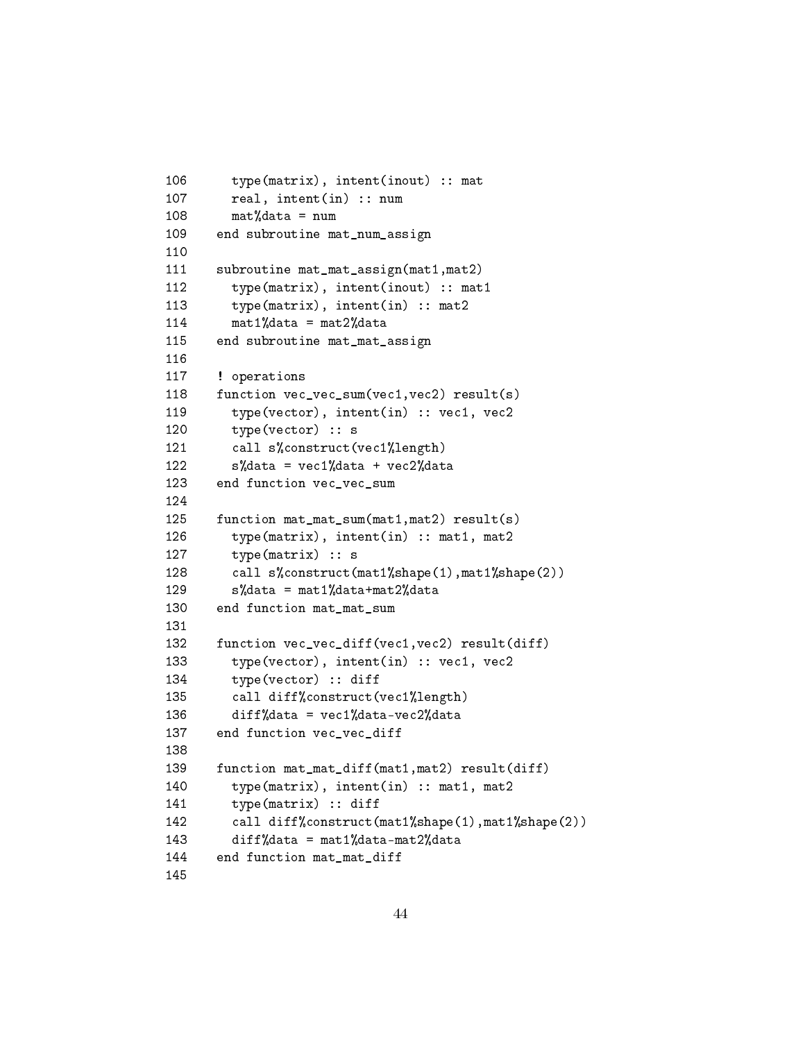```
106      type(matrix), intent(inout) :: mat
107      real, intent(in) :: num
108      mat%data = num
109    end subroutine mat_num_assign
110
111    subroutine mat_mat_assign(mat1,mat2)
112      type(matrix), intent(inout) :: mat1
113      type(matrix), intent(in) :: mat2
114      mat1%data = mat2%data
115    end subroutine mat_mat_assign
116
117    ! operations
118    function vec_vec_sum(vec1,vec2) result(s)
119      type(vector), intent(in) :: vec1, vec2
120      type(vector) :: s
121      call s%construct(vec1%length)
122      s%data = vec1%data + vec2%data
123    end function vec_vec_sum
124
125    function mat_mat_sum(mat1,mat2) result(s)
126      type(matrix), intent(in) :: mat1, mat2
127      type(matrix) :: s
128      call s%construct(mat1%shape(1),mat1%shape(2))
129      s%data = mat1%data+mat2%data
130    end function mat_mat_sum
131
132    function vec_vec_diff(vec1,vec2) result(diff)
133      type(vector), intent(in) :: vec1, vec2
134      type(vector) :: diff
135      call diff%construct(vec1%length)
136      diff%data = vec1%data-vec2%data
137    end function vec_vec_diff
138
139    function mat_mat_diff(mat1,mat2) result(diff)
140      type(matrix), intent(in) :: mat1, mat2
141      type(matrix) :: diff
142      call diff%construct(mat1%shape(1),mat1%shape(2))
143      diff%data = mat1%data-mat2%data
144    end function mat_mat_diff
145
```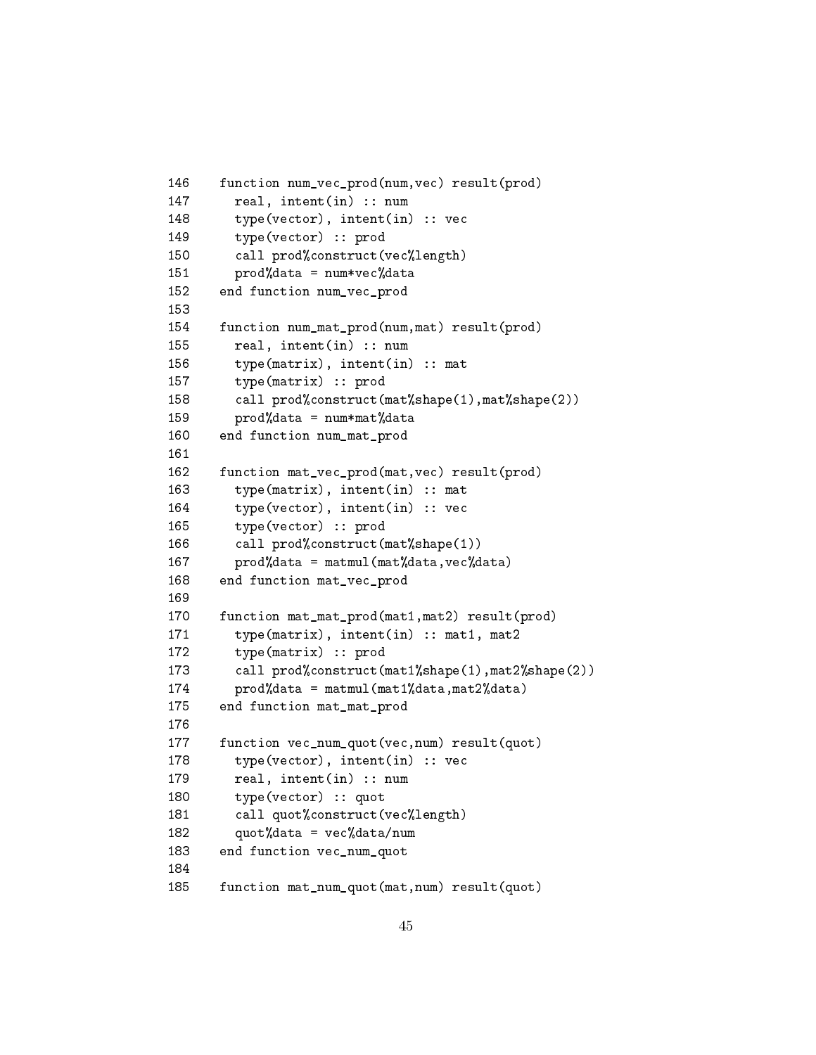```
146   function num_vec_prod(num,vec) result(prod)
147     real, intent(in) :: num
148     type(vector), intent(in) :: vec
149     type(vector) :: prod
150     call prod%construct(vec%length)
151     prod%data = num*vec%data
152   end function num_vec_prod
153
154   function num_mat_prod(num,mat) result(prod)
155     real, intent(in) :: num
156     type(matrix), intent(in) :: mat
157     type(matrix) :: prod
158     call prod%construct(mat%shape(1),mat%shape(2))
159     prod%data = num*mat%data
160   end function num_mat_prod
161
162   function mat_vec_prod(mat,vec) result(prod)
163     type(matrix), intent(in) :: mat
164     type(vector), intent(in) :: vec
165     type(vector) :: prod
166     call prod%construct(mat%shape(1))
167     prod%data = matmul(mat%data,vec%data)
168   end function mat_vec_prod
169
170   function mat_mat_prod(mat1,mat2) result(prod)
171     type(matrix), intent(in) :: mat1, mat2
172     type(matrix) :: prod
173     call prod%construct(mat1%shape(1),mat2%shape(2))
174     prod%data = matmul(mat1%data,mat2%data)
175   end function mat_mat_prod
176
177   function vec_num_quot(vec,num) result(quot)
178     type(vector), intent(in) :: vec
179     real, intent(in) :: num
180     type(vector) :: quot
181     call quot%construct(vec%length)
182     quot%data = vec%data/num
183   end function vec_num_quot
184
185   function mat_num_quot(mat,num) result(quot)
```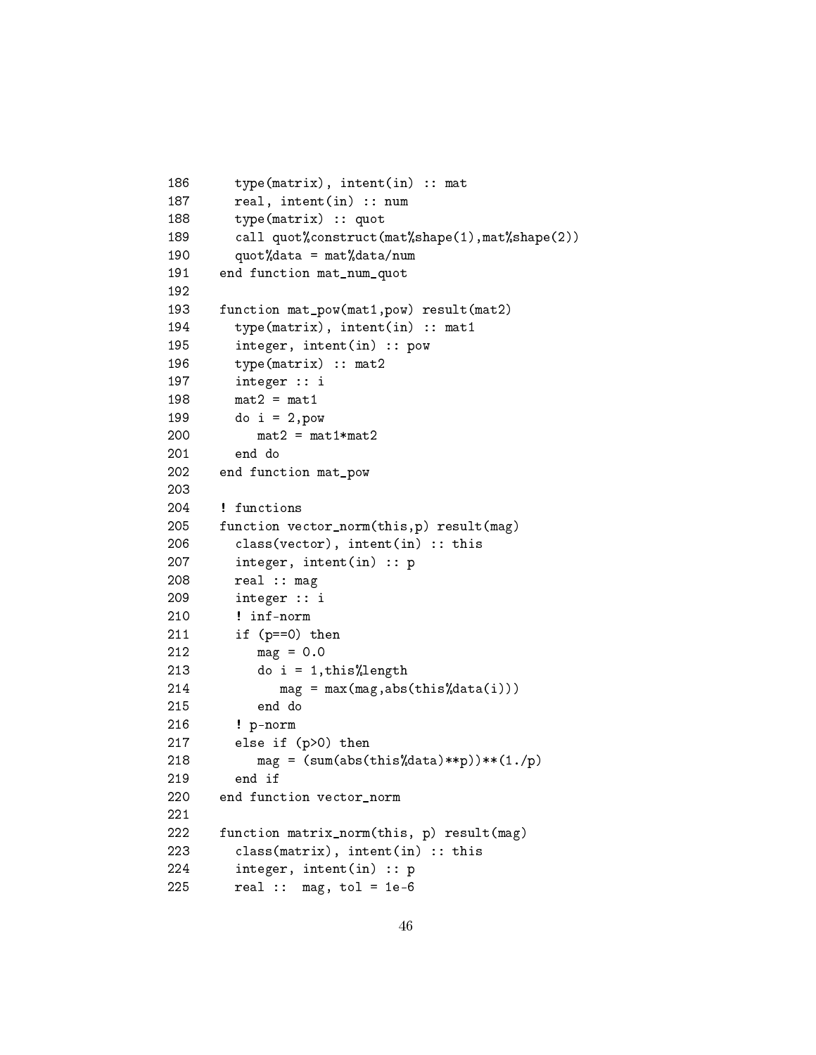```
186      type(matrix), intent(in) :: mat
187      real, intent(in) :: num
188      type(matrix) :: quot
189      call quot%construct(mat%shape(1),mat%shape(2))
190      quot%data = mat%data/num
191    end function mat_num_quot
192
193    function mat_pow(mat1,pow) result(mat2)
194      type(matrix), intent(in) :: mat1
195      integer, intent(in) :: pow
196      type(matrix) :: mat2
197      integer :: i
198      mat2 = mat1
199      do i = 2,pow
200         mat2 = mat1*mat2
201      end do
202    end function mat_pow
203
204    ! functions
205    function vector_norm(this,p) result(mag)
206      class(vector), intent(in) :: this
207      integer, intent(in) :: p
208      real :: mag
209      integer :: i
210      ! inf-norm
211      if (p==0) then
212         mag = 0.0
213         do i = 1,this%length
214            mag = max(mag,abs(this%data(i)))
215         end do
216      ! p-norm
217      else if (p>0) then
218         mag = (sum(abs(this%data)**p))**(1./p)
219      end if
220    end function vector_norm
221
222    function matrix_norm(this, p) result(mag)
223      class(matrix), intent(in) :: this
224      integer, intent(in) :: p
225      real ::  mag, tol = 1e-6
```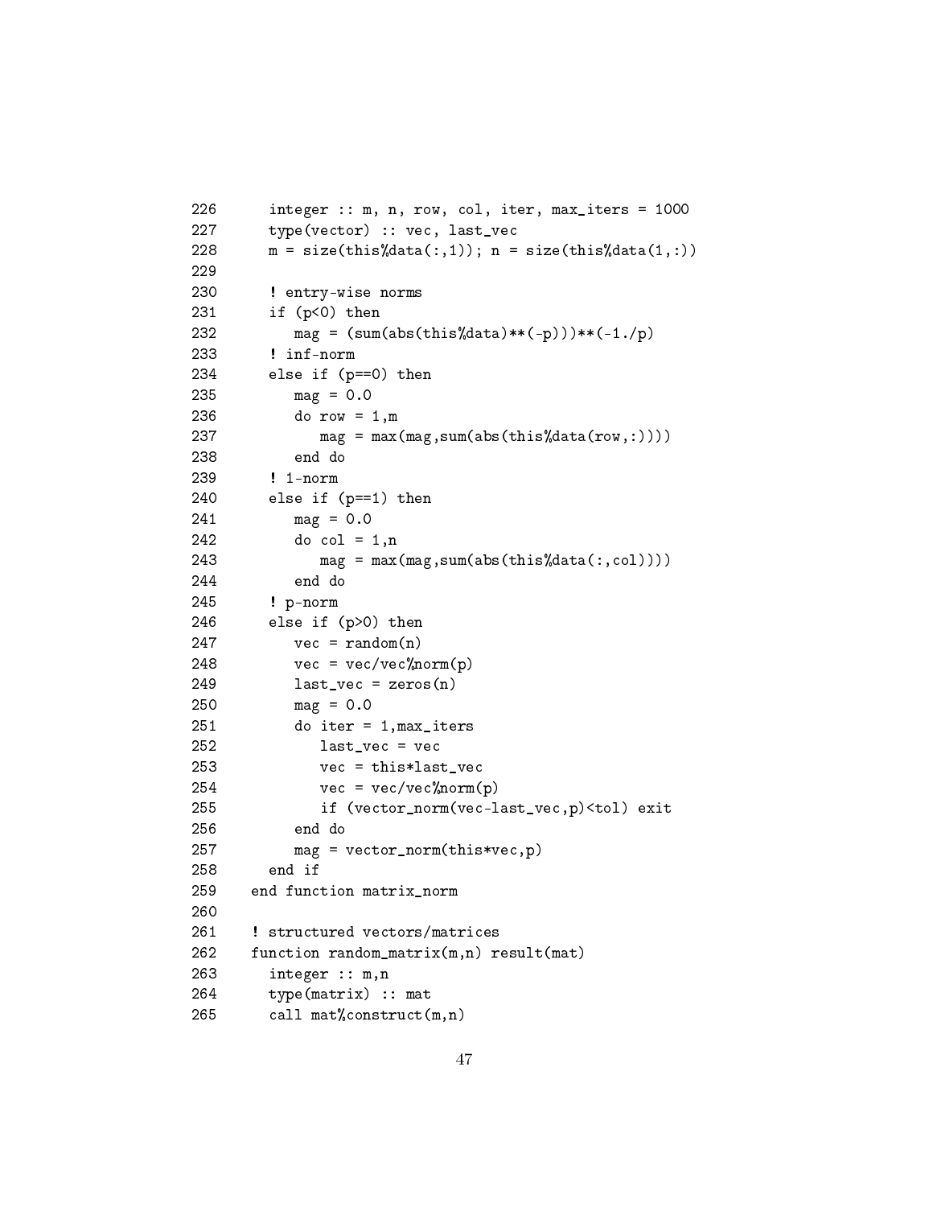```
226      integer :: m, n, row, col, iter, max_iters = 1000
227      type(vector) :: vec, last_vec
228      m = size(this%data(:,1)); n = size(this%data(1,:))
229
230      ! entry-wise norms
231      if (p<0) then
232         mag = (sum(abs(this%data)**(-p)))**(-1./p)
233      ! inf-norm
234      else if (p==0) then
235         mag = 0.0
236         do row = 1,m
237            mag = max(mag,sum(abs(this%data(row,:))))
238         end do
239      ! 1-norm
240      else if (p==1) then
241         mag = 0.0
242         do col = 1,n
243            mag = max(mag,sum(abs(this%data(:,col))))
244         end do
245      ! p-norm
246      else if (p>0) then
247         vec = random(n)
248         vec = vec/vec%norm(p)
249         last_vec = zeros(n)
250         mag = 0.0
251         do iter = 1,max_iters
252            last_vec = vec
253            vec = this*last_vec
254            vec = vec/vec%norm(p)
255            if (vector_norm(vec-last_vec,p)<tol) exit
256         end do
257         mag = vector_norm(this*vec,p)
258      end if
259    end function matrix_norm
260
261    ! structured vectors/matrices
262    function random_matrix(m,n) result(mat)
263      integer :: m,n
264      type(matrix) :: mat
265      call mat%construct(m,n)
```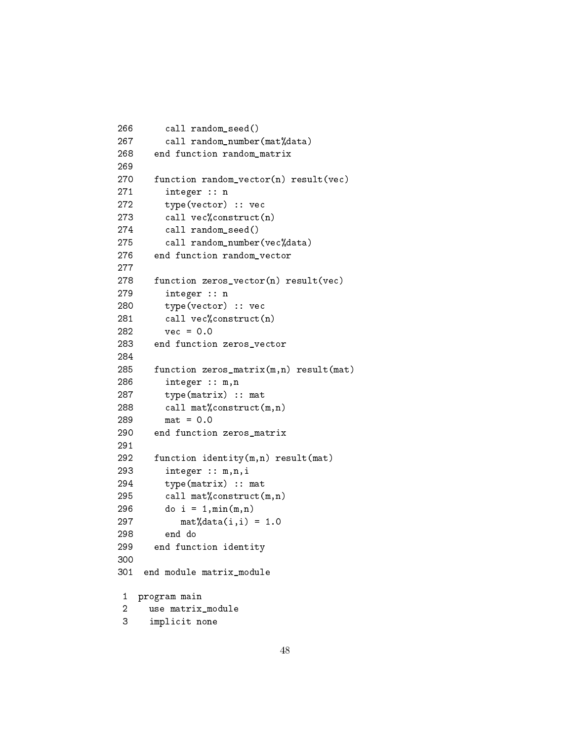```fortran
266      call random_seed()
267      call random_number(mat%data)
268    end function random_matrix
269
270    function random_vector(n) result(vec)
271      integer :: n
272      type(vector) :: vec
273      call vec%construct(n)
274      call random_seed()
275      call random_number(vec%data)
276    end function random_vector
277
278    function zeros_vector(n) result(vec)
279      integer :: n
280      type(vector) :: vec
281      call vec%construct(n)
282      vec = 0.0
283    end function zeros_vector
284
285    function zeros_matrix(m,n) result(mat)
286      integer :: m,n
287      type(matrix) :: mat
288      call mat%construct(m,n)
289      mat = 0.0
290    end function zeros_matrix
291
292    function identity(m,n) result(mat)
293      integer :: m,n,i
294      type(matrix) :: mat
295      call mat%construct(m,n)
296      do i = 1,min(m,n)
297         mat%data(i,i) = 1.0
298      end do
299    end function identity
300
301  end module matrix_module
```

```fortran
 1  program main
 2    use matrix_module
 3    implicit none
```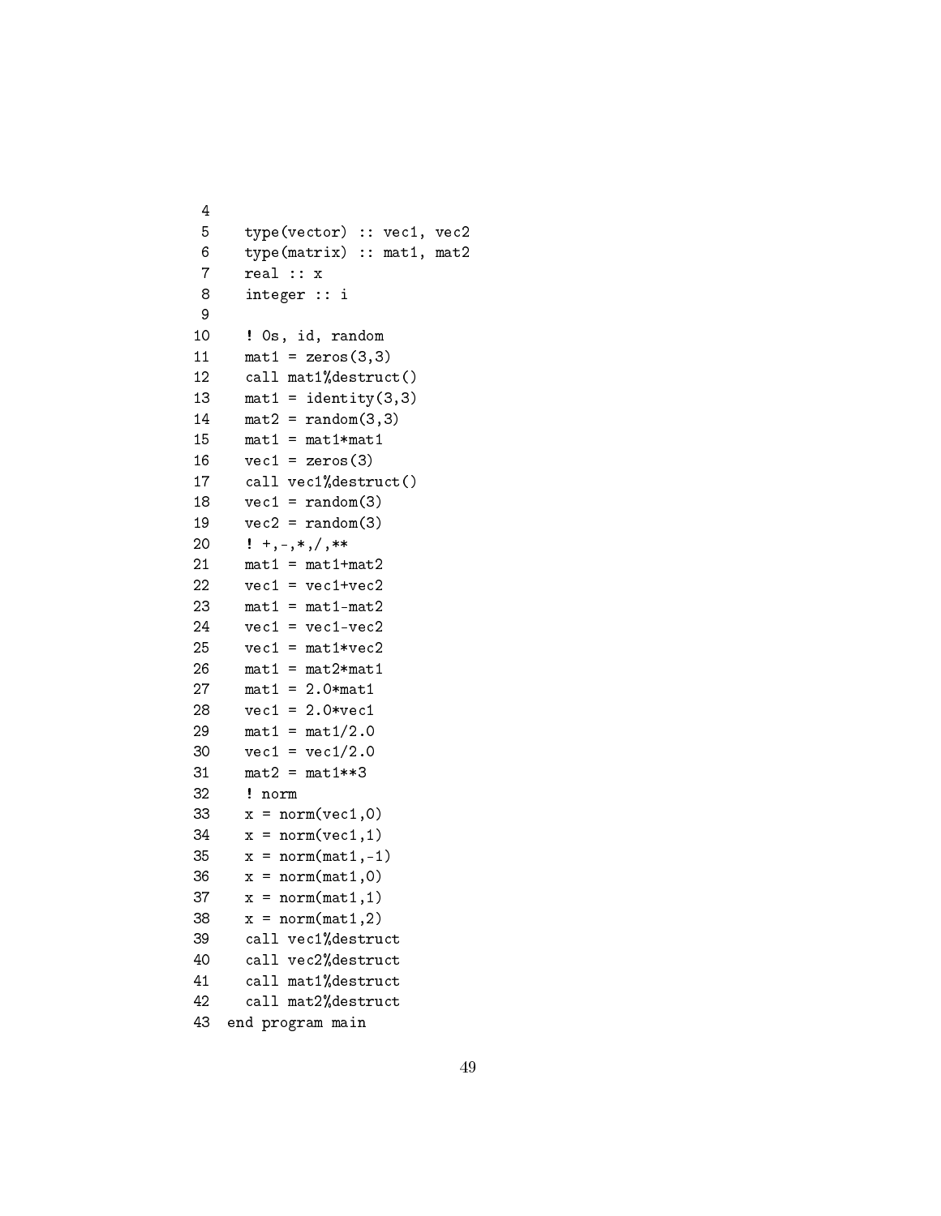```
 4
 5   type(vector) :: vec1, vec2
 6   type(matrix) :: mat1, mat2
 7   real :: x
 8   integer :: i
 9
10   ! 0s, id, random
11   mat1 = zeros(3,3)
12   call mat1%destruct()
13   mat1 = identity(3,3)
14   mat2 = random(3,3)
15   mat1 = mat1*mat1
16   vec1 = zeros(3)
17   call vec1%destruct()
18   vec1 = random(3)
19   vec2 = random(3)
20   ! +,-,*,/,**
21   mat1 = mat1+mat2
22   vec1 = vec1+vec2
23   mat1 = mat1-mat2
24   vec1 = vec1-vec2
25   vec1 = mat1*vec2
26   mat1 = mat2*mat1
27   mat1 = 2.0*mat1
28   vec1 = 2.0*vec1
29   mat1 = mat1/2.0
30   vec1 = vec1/2.0
31   mat2 = mat1**3
32   ! norm
33   x = norm(vec1,0)
34   x = norm(vec1,1)
35   x = norm(mat1,-1)
36   x = norm(mat1,0)
37   x = norm(mat1,1)
38   x = norm(mat1,2)
39   call vec1%destruct
40   call vec2%destruct
41   call mat1%destruct
42   call mat2%destruct
43 end program main
```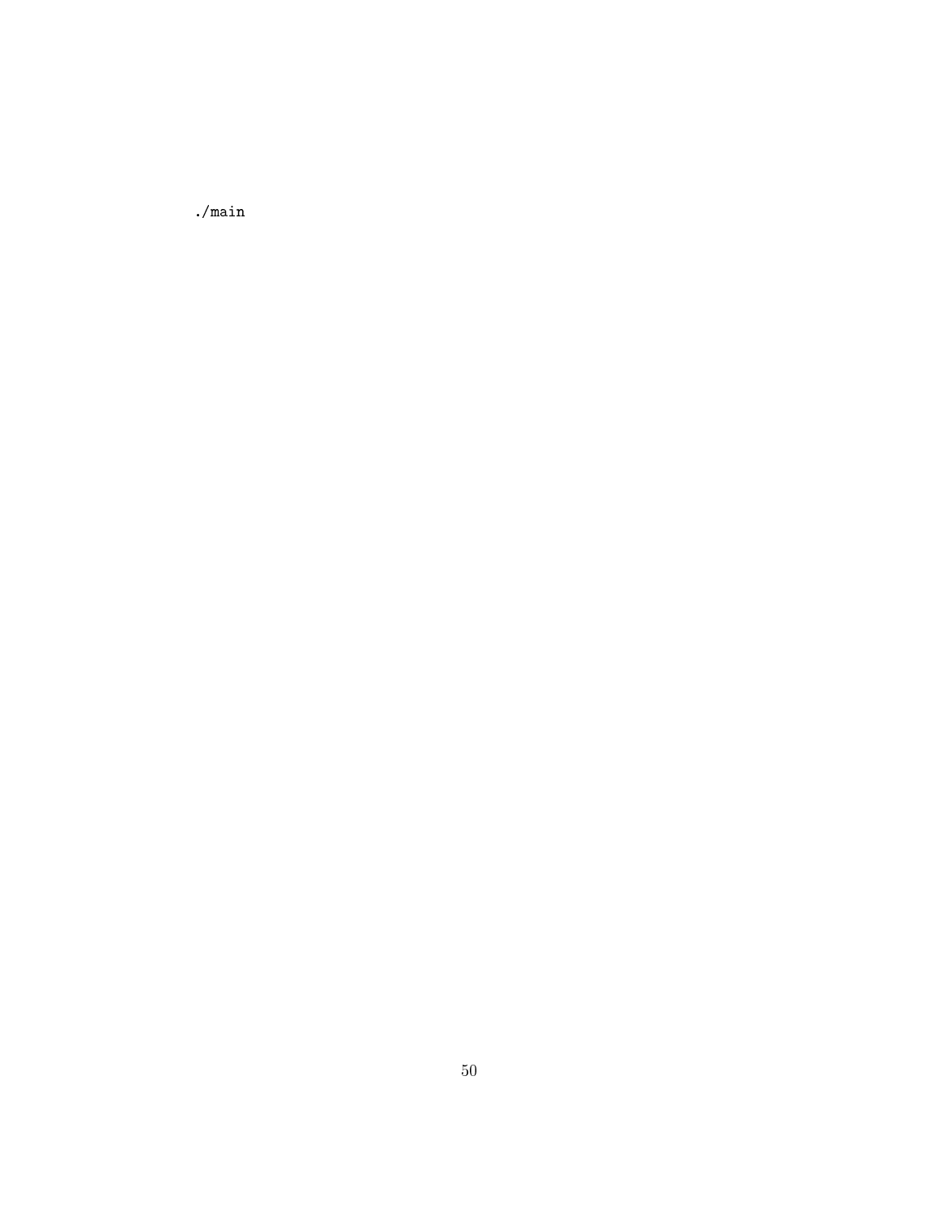```
./main
```